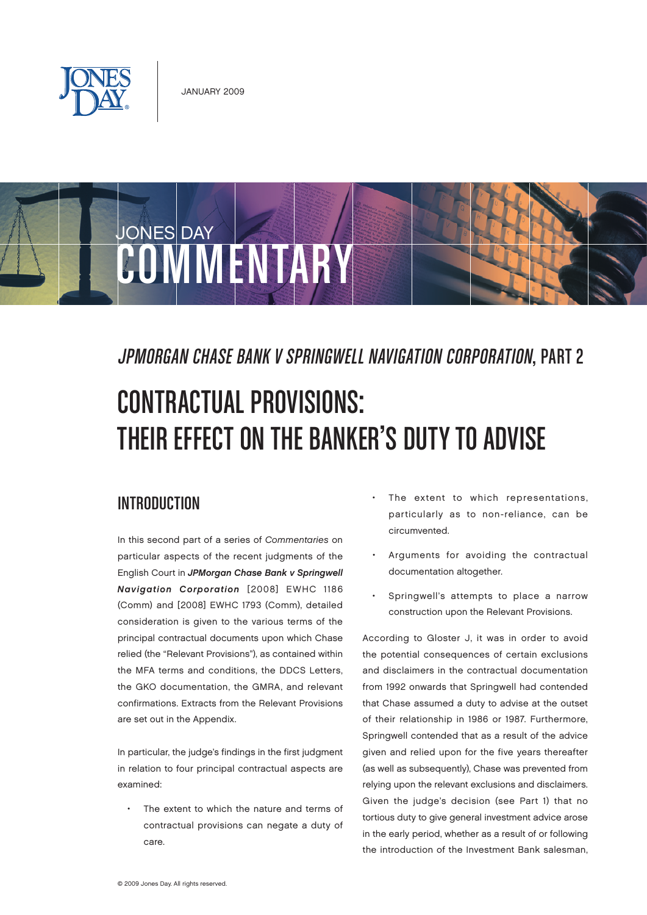JANUARY 2009

JONES DAY

# COMMENTARY

## *JPMORGAN CHASE BANK V SPRINGWELL NAVIGATION CORPORATION*, PART 2

# CONTRACTUAL PROVISIONS: THEIR EFFECT ON THE BANKER'S DUTY TO ADVISE

## INTRODUCTION

In this second part of a series of *Commentaries* on particular aspects of the recent judgments of the English Court in ***JPMorgan Chase Bank v Springwell Navigation Corporation*** [2008] EWHC 1186 (Comm) and [2008] EWHC 1793 (Comm), detailed consideration is given to the various terms of the principal contractual documents upon which Chase relied (the "Relevant Provisions"), as contained within the MFA terms and conditions, the DDCS Letters, the GKO documentation, the GMRA, and relevant confirmations. Extracts from the Relevant Provisions are set out in the Appendix.

In particular, the judge's findings in the first judgment in relation to four principal contractual aspects are examined:

- The extent to which the nature and terms of contractual provisions can negate a duty of care.
- The extent to which representations, particularly as to non-reliance, can be circumvented.
- Arguments for avoiding the contractual documentation altogether.
- Springwell's attempts to place a narrow construction upon the Relevant Provisions.

According to Gloster J, it was in order to avoid the potential consequences of certain exclusions and disclaimers in the contractual documentation from 1992 onwards that Springwell had contended that Chase assumed a duty to advise at the outset of their relationship in 1986 or 1987. Furthermore, Springwell contended that as a result of the advice given and relied upon for the five years thereafter (as well as subsequently), Chase was prevented from relying upon the relevant exclusions and disclaimers. Given the judge's decision (see Part 1) that no tortious duty to give general investment advice arose in the early period, whether as a result of or following the introduction of the Investment Bank salesman,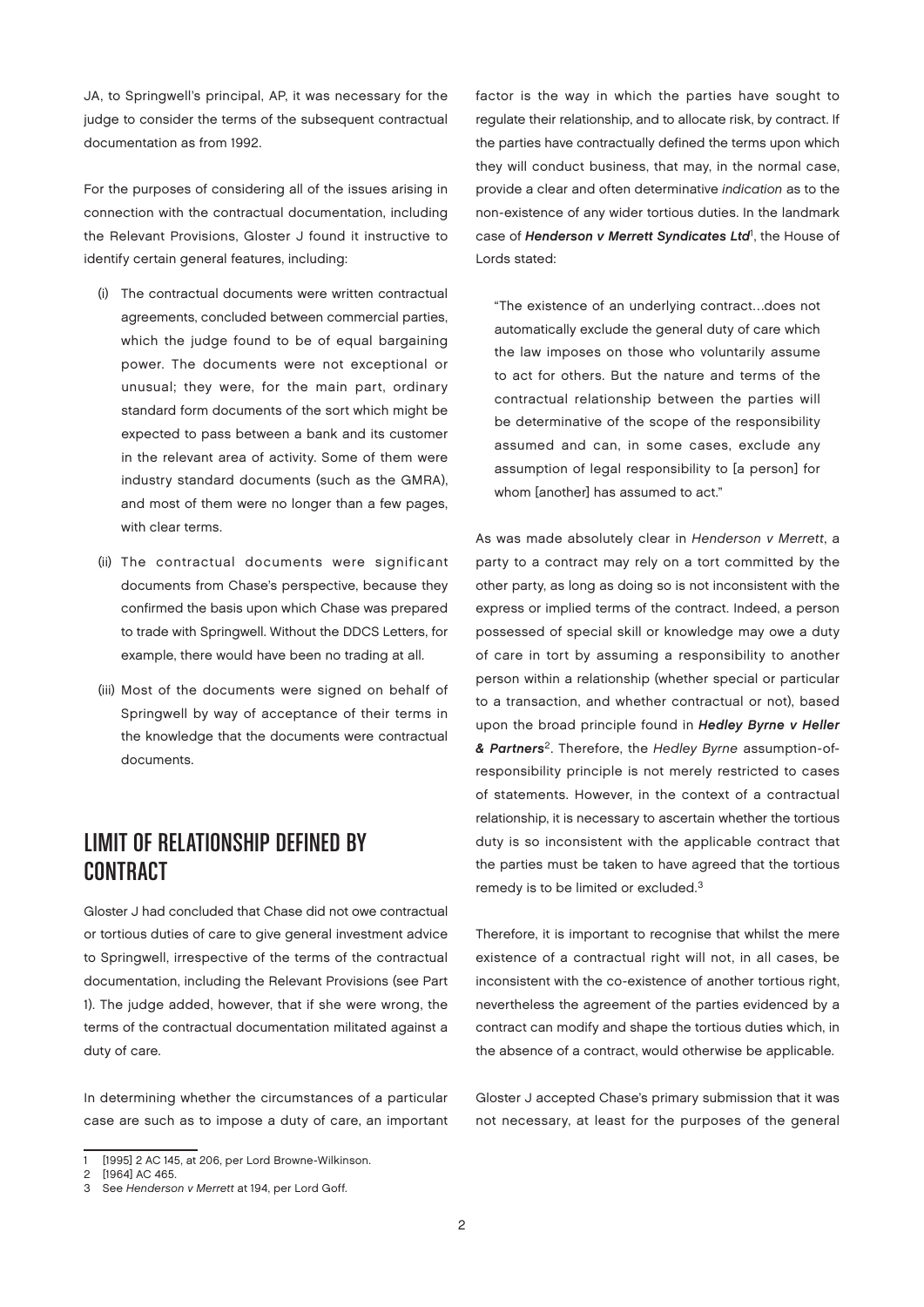JA, to Springwell's principal, AP, it was necessary for the judge to consider the terms of the subsequent contractual documentation as from 1992.

For the purposes of considering all of the issues arising in connection with the contractual documentation, including the Relevant Provisions, Gloster J found it instructive to identify certain general features, including:

(i) The contractual documents were written contractual agreements, concluded between commercial parties, which the judge found to be of equal bargaining power. The documents were not exceptional or unusual; they were, for the main part, ordinary standard form documents of the sort which might be expected to pass between a bank and its customer in the relevant area of activity. Some of them were industry standard documents (such as the GMRA), and most of them were no longer than a few pages, with clear terms.

(ii) The contractual documents were significant documents from Chase's perspective, because they confirmed the basis upon which Chase was prepared to trade with Springwell. Without the DDCS Letters, for example, there would have been no trading at all.

(iii) Most of the documents were signed on behalf of Springwell by way of acceptance of their terms in the knowledge that the documents were contractual documents.

## LIMIT OF RELATIONSHIP DEFINED BY CONTRACT

Gloster J had concluded that Chase did not owe contractual or tortious duties of care to give general investment advice to Springwell, irrespective of the terms of the contractual documentation, including the Relevant Provisions (see Part 1). The judge added, however, that if she were wrong, the terms of the contractual documentation militated against a duty of care.

In determining whether the circumstances of a particular case are such as to impose a duty of care, an important factor is the way in which the parties have sought to regulate their relationship, and to allocate risk, by contract. If the parties have contractually defined the terms upon which they will conduct business, that may, in the normal case, provide a clear and often determinative *indication* as to the non-existence of any wider tortious duties. In the landmark case of ***Henderson v Merrett Syndicates Ltd***[1], the House of Lords stated:

> "The existence of an underlying contract…does not automatically exclude the general duty of care which the law imposes on those who voluntarily assume to act for others. But the nature and terms of the contractual relationship between the parties will be determinative of the scope of the responsibility assumed and can, in some cases, exclude any assumption of legal responsibility to [a person] for whom [another] has assumed to act."

As was made absolutely clear in *Henderson v Merrett*, a party to a contract may rely on a tort committed by the other party, as long as doing so is not inconsistent with the express or implied terms of the contract. Indeed, a person possessed of special skill or knowledge may owe a duty of care in tort by assuming a responsibility to another person within a relationship (whether special or particular to a transaction, and whether contractual or not), based upon the broad principle found in ***Hedley Byrne v Heller & Partners***[2]. Therefore, the *Hedley Byrne* assumption-of-responsibility principle is not merely restricted to cases of statements. However, in the context of a contractual relationship, it is necessary to ascertain whether the tortious duty is so inconsistent with the applicable contract that the parties must be taken to have agreed that the tortious remedy is to be limited or excluded.[3]

Therefore, it is important to recognise that whilst the mere existence of a contractual right will not, in all cases, be inconsistent with the co-existence of another tortious right, nevertheless the agreement of the parties evidenced by a contract can modify and shape the tortious duties which, in the absence of a contract, would otherwise be applicable.

Gloster J accepted Chase's primary submission that it was not necessary, at least for the purposes of the general

---

1 [1995] 2 AC 145, at 206, per Lord Browne-Wilkinson.

2 [1964] AC 465.

3 See *Henderson v Merrett* at 194, per Lord Goff.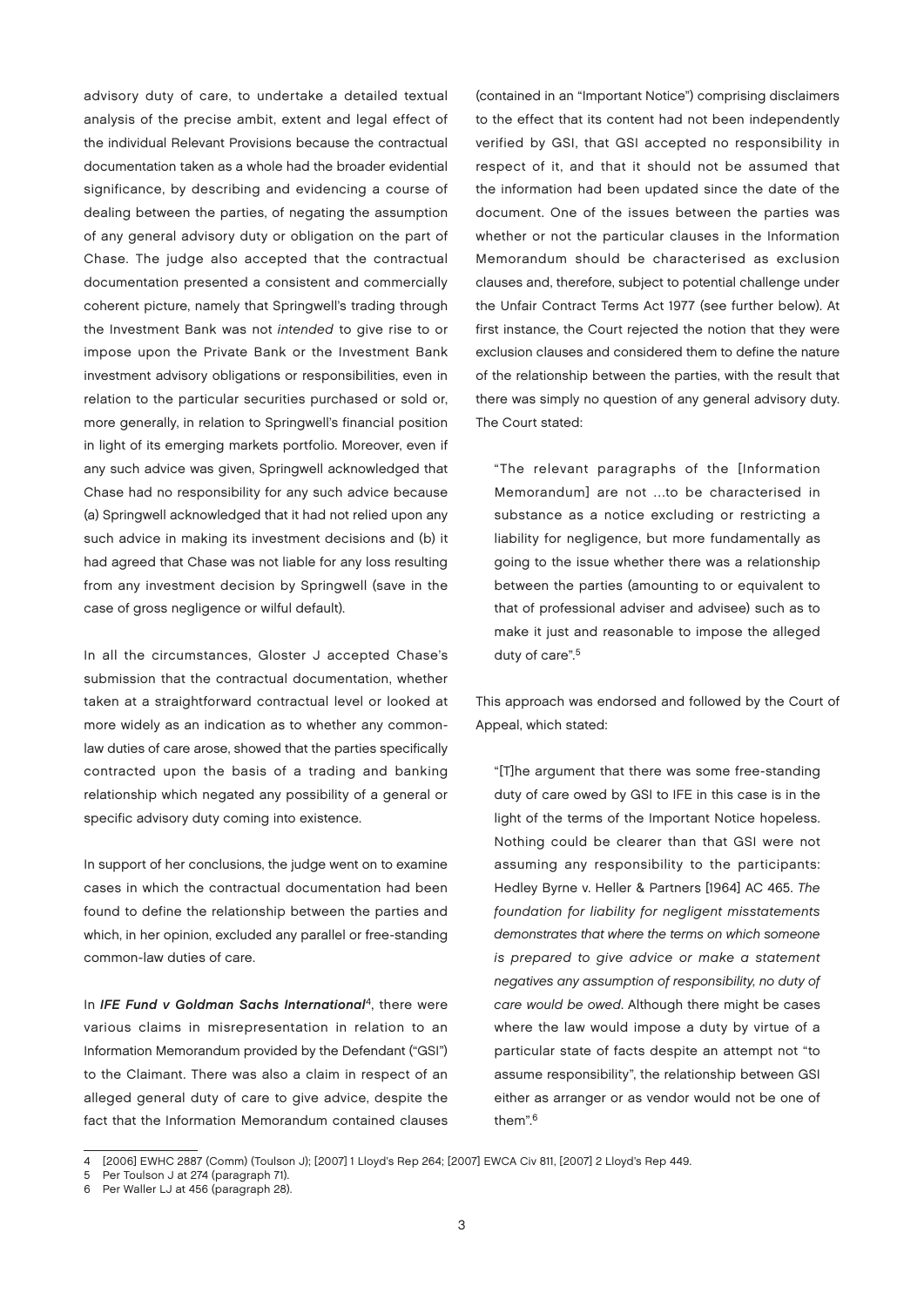advisory duty of care, to undertake a detailed textual analysis of the precise ambit, extent and legal effect of the individual Relevant Provisions because the contractual documentation taken as a whole had the broader evidential significance, by describing and evidencing a course of dealing between the parties, of negating the assumption of any general advisory duty or obligation on the part of Chase. The judge also accepted that the contractual documentation presented a consistent and commercially coherent picture, namely that Springwell's trading through the Investment Bank was not *intended* to give rise to or impose upon the Private Bank or the Investment Bank investment advisory obligations or responsibilities, even in relation to the particular securities purchased or sold or, more generally, in relation to Springwell's financial position in light of its emerging markets portfolio. Moreover, even if any such advice was given, Springwell acknowledged that Chase had no responsibility for any such advice because (a) Springwell acknowledged that it had not relied upon any such advice in making its investment decisions and (b) it had agreed that Chase was not liable for any loss resulting from any investment decision by Springwell (save in the case of gross negligence or wilful default).

In all the circumstances, Gloster J accepted Chase's submission that the contractual documentation, whether taken at a straightforward contractual level or looked at more widely as an indication as to whether any common-law duties of care arose, showed that the parties specifically contracted upon the basis of a trading and banking relationship which negated any possibility of a general or specific advisory duty coming into existence.

In support of her conclusions, the judge went on to examine cases in which the contractual documentation had been found to define the relationship between the parties and which, in her opinion, excluded any parallel or free-standing common-law duties of care.

In ***IFE Fund v Goldman Sachs International***[4], there were various claims in misrepresentation in relation to an Information Memorandum provided by the Defendant ("GSI") to the Claimant. There was also a claim in respect of an alleged general duty of care to give advice, despite the fact that the Information Memorandum contained clauses (contained in an "Important Notice") comprising disclaimers to the effect that its content had not been independently verified by GSI, that GSI accepted no responsibility in respect of it, and that it should not be assumed that the information had been updated since the date of the document. One of the issues between the parties was whether or not the particular clauses in the Information Memorandum should be characterised as exclusion clauses and, therefore, subject to potential challenge under the Unfair Contract Terms Act 1977 (see further below). At first instance, the Court rejected the notion that they were exclusion clauses and considered them to define the nature of the relationship between the parties, with the result that there was simply no question of any general advisory duty. The Court stated:

> "The relevant paragraphs of the [Information Memorandum] are not ...to be characterised in substance as a notice excluding or restricting a liability for negligence, but more fundamentally as going to the issue whether there was a relationship between the parties (amounting to or equivalent to that of professional adviser and advisee) such as to make it just and reasonable to impose the alleged duty of care".[5]

This approach was endorsed and followed by the Court of Appeal, which stated:

> "[T]he argument that there was some free-standing duty of care owed by GSI to IFE in this case is in the light of the terms of the Important Notice hopeless. Nothing could be clearer than that GSI were not assuming any responsibility to the participants: Hedley Byrne v. Heller & Partners [1964] AC 465. *The foundation for liability for negligent misstatements demonstrates that where the terms on which someone is prepared to give advice or make a statement negatives any assumption of responsibility, no duty of care would be owed.* Although there might be cases where the law would impose a duty by virtue of a particular state of facts despite an attempt not "to assume responsibility", the relationship between GSI either as arranger or as vendor would not be one of them".[6]

---

4 [2006] EWHC 2887 (Comm) (Toulson J); [2007] 1 Lloyd's Rep 264; [2007] EWCA Civ 811, [2007] 2 Lloyd's Rep 449.

5 Per Toulson J at 274 (paragraph 71).

6 Per Waller LJ at 456 (paragraph 28).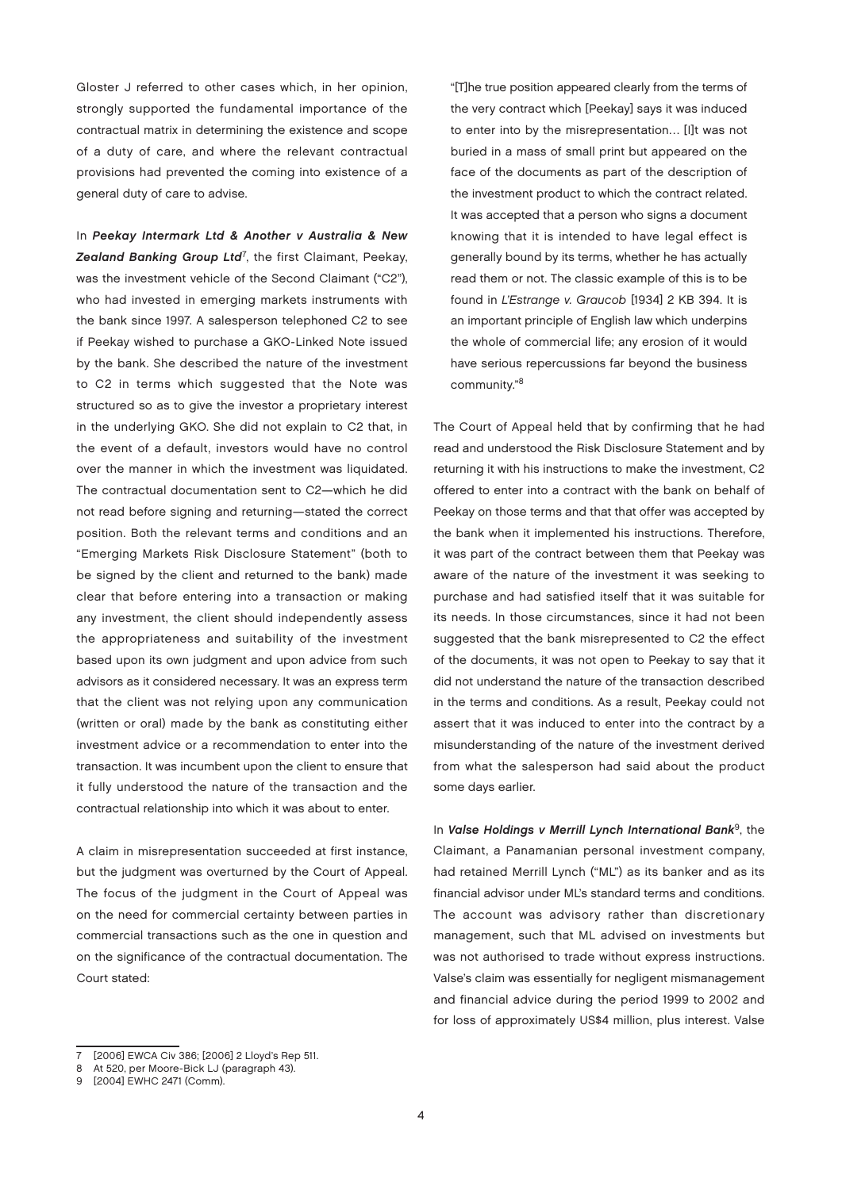Gloster J referred to other cases which, in her opinion, strongly supported the fundamental importance of the contractual matrix in determining the existence and scope of a duty of care, and where the relevant contractual provisions had prevented the coming into existence of a general duty of care to advise.

In ***Peekay Intermark Ltd & Another v Australia & New Zealand Banking Group Ltd***[7], the first Claimant, Peekay, was the investment vehicle of the Second Claimant ("C2"), who had invested in emerging markets instruments with the bank since 1997. A salesperson telephoned C2 to see if Peekay wished to purchase a GKO-Linked Note issued by the bank. She described the nature of the investment to C2 in terms which suggested that the Note was structured so as to give the investor a proprietary interest in the underlying GKO. She did not explain to C2 that, in the event of a default, investors would have no control over the manner in which the investment was liquidated. The contractual documentation sent to C2—which he did not read before signing and returning—stated the correct position. Both the relevant terms and conditions and an "Emerging Markets Risk Disclosure Statement" (both to be signed by the client and returned to the bank) made clear that before entering into a transaction or making any investment, the client should independently assess the appropriateness and suitability of the investment based upon its own judgment and upon advice from such advisors as it considered necessary. It was an express term that the client was not relying upon any communication (written or oral) made by the bank as constituting either investment advice or a recommendation to enter into the transaction. It was incumbent upon the client to ensure that it fully understood the nature of the transaction and the contractual relationship into which it was about to enter.

A claim in misrepresentation succeeded at first instance, but the judgment was overturned by the Court of Appeal. The focus of the judgment in the Court of Appeal was on the need for commercial certainty between parties in commercial transactions such as the one in question and on the significance of the contractual documentation. The Court stated:

> "[T]he true position appeared clearly from the terms of the very contract which [Peekay] says it was induced to enter into by the misrepresentation… [I]t was not buried in a mass of small print but appeared on the face of the documents as part of the description of the investment product to which the contract related. It was accepted that a person who signs a document knowing that it is intended to have legal effect is generally bound by its terms, whether he has actually read them or not. The classic example of this is to be found in *L'Estrange v. Graucob* [1934] 2 KB 394. It is an important principle of English law which underpins the whole of commercial life; any erosion of it would have serious repercussions far beyond the business community."[8]

The Court of Appeal held that by confirming that he had read and understood the Risk Disclosure Statement and by returning it with his instructions to make the investment, C2 offered to enter into a contract with the bank on behalf of Peekay on those terms and that that offer was accepted by the bank when it implemented his instructions. Therefore, it was part of the contract between them that Peekay was aware of the nature of the investment it was seeking to purchase and had satisfied itself that it was suitable for its needs. In those circumstances, since it had not been suggested that the bank misrepresented to C2 the effect of the documents, it was not open to Peekay to say that it did not understand the nature of the transaction described in the terms and conditions. As a result, Peekay could not assert that it was induced to enter into the contract by a misunderstanding of the nature of the investment derived from what the salesperson had said about the product some days earlier.

In ***Valse Holdings v Merrill Lynch International Bank***[9], the Claimant, a Panamanian personal investment company, had retained Merrill Lynch ("ML") as its banker and as its financial advisor under ML's standard terms and conditions. The account was advisory rather than discretionary management, such that ML advised on investments but was not authorised to trade without express instructions. Valse's claim was essentially for negligent mismanagement and financial advice during the period 1999 to 2002 and for loss of approximately US$4 million, plus interest. Valse

---

7 [2006] EWCA Civ 386; [2006] 2 Lloyd's Rep 511.

8 At 520, per Moore-Bick LJ (paragraph 43).

9 [2004] EWHC 2471 (Comm).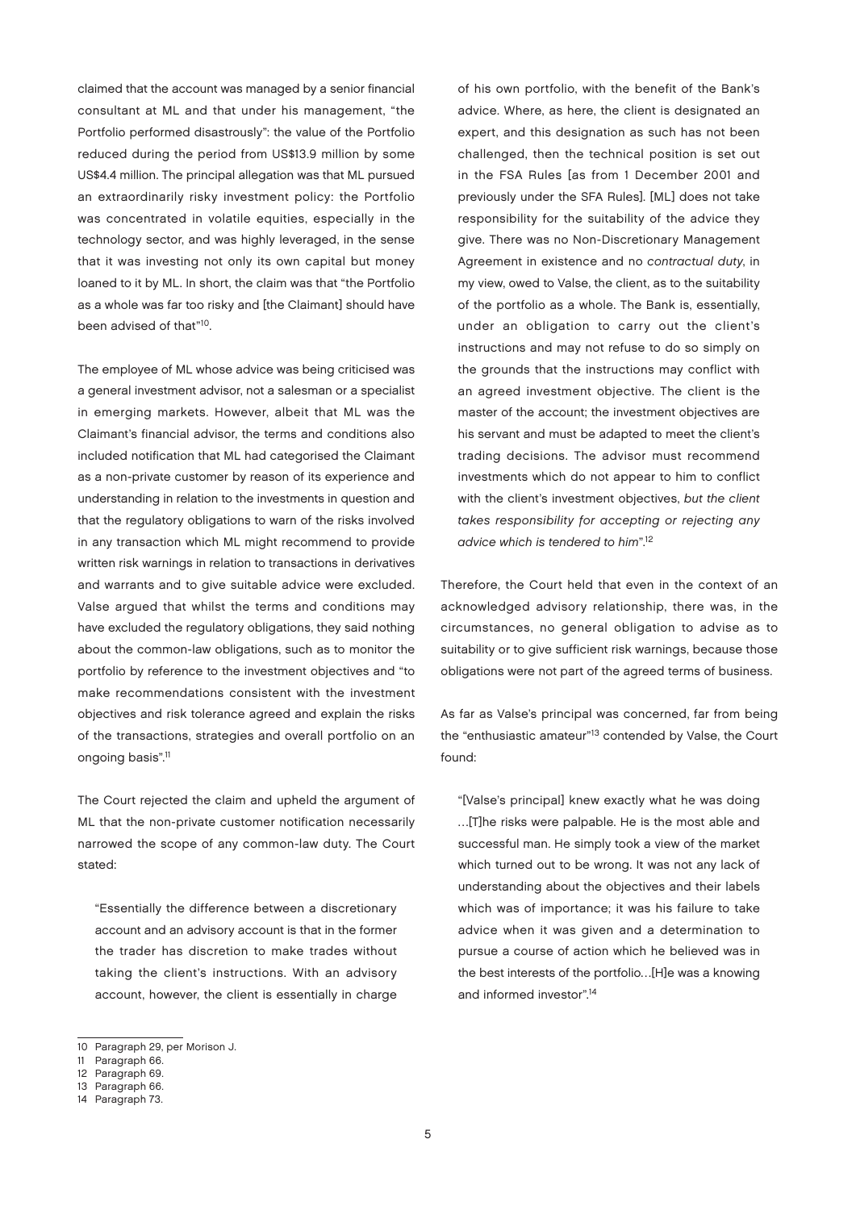claimed that the account was managed by a senior financial consultant at ML and that under his management, "the Portfolio performed disastrously": the value of the Portfolio reduced during the period from US$13.9 million by some US$4.4 million. The principal allegation was that ML pursued an extraordinarily risky investment policy: the Portfolio was concentrated in volatile equities, especially in the technology sector, and was highly leveraged, in the sense that it was investing not only its own capital but money loaned to it by ML. In short, the claim was that "the Portfolio as a whole was far too risky and [the Claimant] should have been advised of that"[10].

The employee of ML whose advice was being criticised was a general investment advisor, not a salesman or a specialist in emerging markets. However, albeit that ML was the Claimant's financial advisor, the terms and conditions also included notification that ML had categorised the Claimant as a non-private customer by reason of its experience and understanding in relation to the investments in question and that the regulatory obligations to warn of the risks involved in any transaction which ML might recommend to provide written risk warnings in relation to transactions in derivatives and warrants and to give suitable advice were excluded. Valse argued that whilst the terms and conditions may have excluded the regulatory obligations, they said nothing about the common-law obligations, such as to monitor the portfolio by reference to the investment objectives and "to make recommendations consistent with the investment objectives and risk tolerance agreed and explain the risks of the transactions, strategies and overall portfolio on an ongoing basis".[11]

The Court rejected the claim and upheld the argument of ML that the non-private customer notification necessarily narrowed the scope of any common-law duty. The Court stated:

> "Essentially the difference between a discretionary account and an advisory account is that in the former the trader has discretion to make trades without taking the client's instructions. With an advisory account, however, the client is essentially in charge of his own portfolio, with the benefit of the Bank's advice. Where, as here, the client is designated an expert, and this designation as such has not been challenged, then the technical position is set out in the FSA Rules [as from 1 December 2001 and previously under the SFA Rules]. [ML] does not take responsibility for the suitability of the advice they give. There was no Non-Discretionary Management Agreement in existence and no *contractual duty*, in my view, owed to Valse, the client, as to the suitability of the portfolio as a whole. The Bank is, essentially, under an obligation to carry out the client's instructions and may not refuse to do so simply on the grounds that the instructions may conflict with an agreed investment objective. The client is the master of the account; the investment objectives are his servant and must be adapted to meet the client's trading decisions. The advisor must recommend investments which do not appear to him to conflict with the client's investment objectives, *but the client takes responsibility for accepting or rejecting any advice which is tendered to him*".[12]

Therefore, the Court held that even in the context of an acknowledged advisory relationship, there was, in the circumstances, no general obligation to advise as to suitability or to give sufficient risk warnings, because those obligations were not part of the agreed terms of business.

As far as Valse's principal was concerned, far from being the "enthusiastic amateur"[13] contended by Valse, the Court found:

> "[Valse's principal] knew exactly what he was doing …[T]he risks were palpable. He is the most able and successful man. He simply took a view of the market which turned out to be wrong. It was not any lack of understanding about the objectives and their labels which was of importance; it was his failure to take advice when it was given and a determination to pursue a course of action which he believed was in the best interests of the portfolio…[H]e was a knowing and informed investor".[14]

---

10 Paragraph 29, per Morison J.
11 Paragraph 66.
12 Paragraph 69.
13 Paragraph 66.
14 Paragraph 73.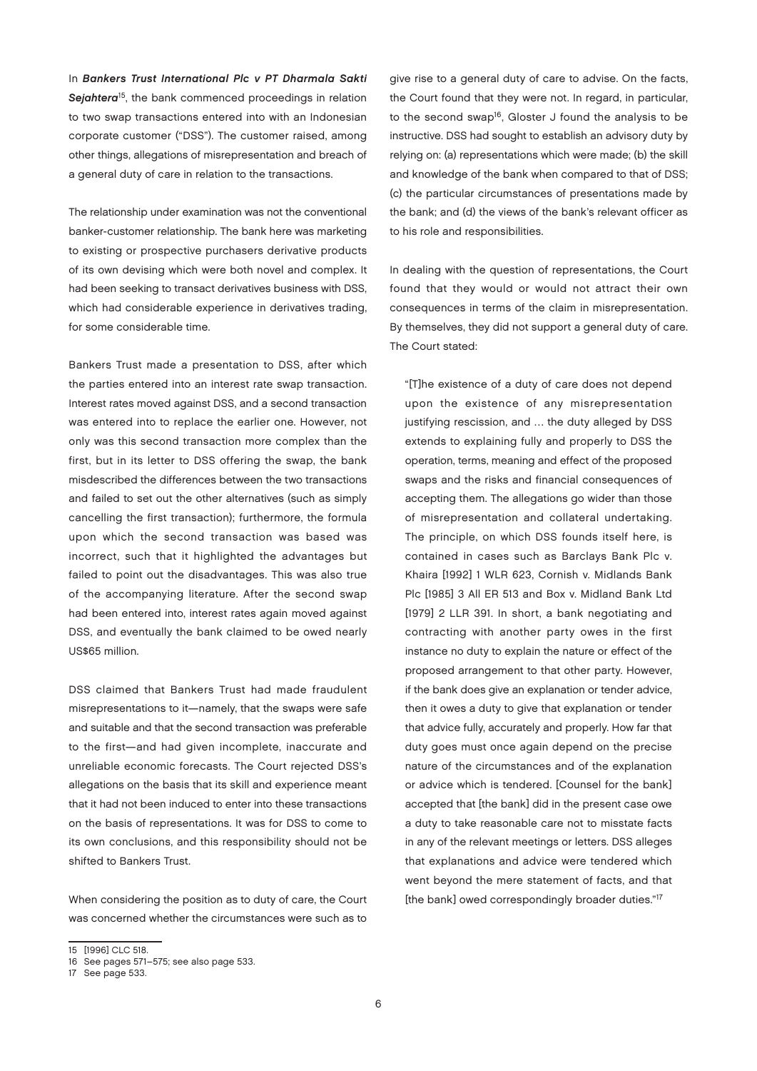In ***Bankers Trust International Plc v PT Dharmala Sakti Sejahtera***[15], the bank commenced proceedings in relation to two swap transactions entered into with an Indonesian corporate customer ("DSS"). The customer raised, among other things, allegations of misrepresentation and breach of a general duty of care in relation to the transactions.

The relationship under examination was not the conventional banker-customer relationship. The bank here was marketing to existing or prospective purchasers derivative products of its own devising which were both novel and complex. It had been seeking to transact derivatives business with DSS, which had considerable experience in derivatives trading, for some considerable time.

Bankers Trust made a presentation to DSS, after which the parties entered into an interest rate swap transaction. Interest rates moved against DSS, and a second transaction was entered into to replace the earlier one. However, not only was this second transaction more complex than the first, but in its letter to DSS offering the swap, the bank misdescribed the differences between the two transactions and failed to set out the other alternatives (such as simply cancelling the first transaction); furthermore, the formula upon which the second transaction was based was incorrect, such that it highlighted the advantages but failed to point out the disadvantages. This was also true of the accompanying literature. After the second swap had been entered into, interest rates again moved against DSS, and eventually the bank claimed to be owed nearly US$65 million.

DSS claimed that Bankers Trust had made fraudulent misrepresentations to it—namely, that the swaps were safe and suitable and that the second transaction was preferable to the first—and had given incomplete, inaccurate and unreliable economic forecasts. The Court rejected DSS's allegations on the basis that its skill and experience meant that it had not been induced to enter into these transactions on the basis of representations. It was for DSS to come to its own conclusions, and this responsibility should not be shifted to Bankers Trust.

When considering the position as to duty of care, the Court was concerned whether the circumstances were such as to give rise to a general duty of care to advise. On the facts, the Court found that they were not. In regard, in particular, to the second swap[16], Gloster J found the analysis to be instructive. DSS had sought to establish an advisory duty by relying on: (a) representations which were made; (b) the skill and knowledge of the bank when compared to that of DSS; (c) the particular circumstances of presentations made by the bank; and (d) the views of the bank's relevant officer as to his role and responsibilities.

In dealing with the question of representations, the Court found that they would or would not attract their own consequences in terms of the claim in misrepresentation. By themselves, they did not support a general duty of care. The Court stated:

> "[T]he existence of a duty of care does not depend upon the existence of any misrepresentation justifying rescission, and … the duty alleged by DSS extends to explaining fully and properly to DSS the operation, terms, meaning and effect of the proposed swaps and the risks and financial consequences of accepting them. The allegations go wider than those of misrepresentation and collateral undertaking. The principle, on which DSS founds itself here, is contained in cases such as Barclays Bank Plc v. Khaira [1992] 1 WLR 623, Cornish v. Midlands Bank Plc [1985] 3 All ER 513 and Box v. Midland Bank Ltd [1979] 2 LLR 391. In short, a bank negotiating and contracting with another party owes in the first instance no duty to explain the nature or effect of the proposed arrangement to that other party. However, if the bank does give an explanation or tender advice, then it owes a duty to give that explanation or tender that advice fully, accurately and properly. How far that duty goes must once again depend on the precise nature of the circumstances and of the explanation or advice which is tendered. [Counsel for the bank] accepted that [the bank] did in the present case owe a duty to take reasonable care not to misstate facts in any of the relevant meetings or letters. DSS alleges that explanations and advice were tendered which went beyond the mere statement of facts, and that [the bank] owed correspondingly broader duties."[17]

---

15 [1996] CLC 518.

16 See pages 571–575; see also page 533.

17 See page 533.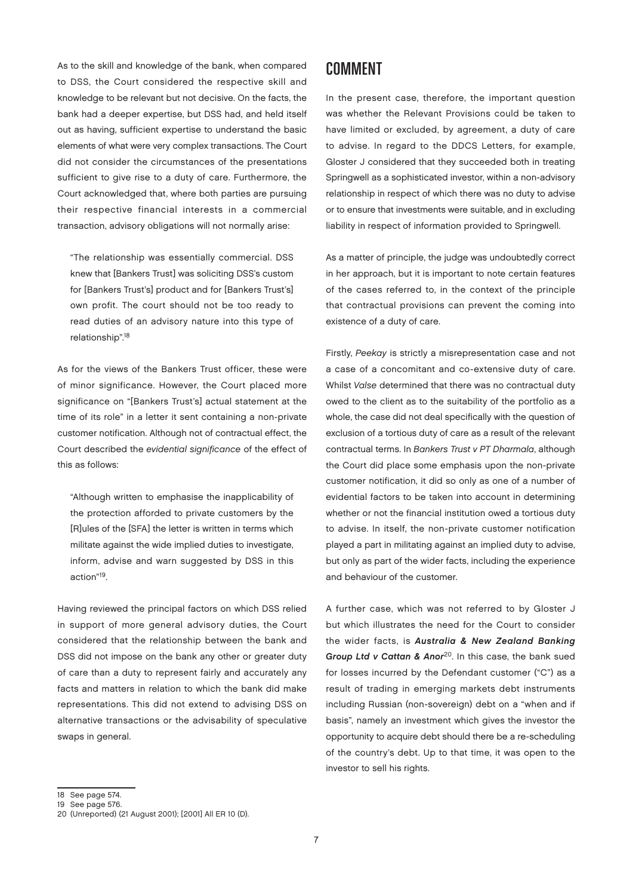As to the skill and knowledge of the bank, when compared to DSS, the Court considered the respective skill and knowledge to be relevant but not decisive. On the facts, the bank had a deeper expertise, but DSS had, and held itself out as having, sufficient expertise to understand the basic elements of what were very complex transactions. The Court did not consider the circumstances of the presentations sufficient to give rise to a duty of care. Furthermore, the Court acknowledged that, where both parties are pursuing their respective financial interests in a commercial transaction, advisory obligations will not normally arise:

> "The relationship was essentially commercial. DSS knew that [Bankers Trust] was soliciting DSS's custom for [Bankers Trust's] product and for [Bankers Trust's] own profit. The court should not be too ready to read duties of an advisory nature into this type of relationship".[18]

As for the views of the Bankers Trust officer, these were of minor significance. However, the Court placed more significance on "[Bankers Trust's] actual statement at the time of its role" in a letter it sent containing a non-private customer notification. Although not of contractual effect, the Court described the *evidential significance* of the effect of this as follows:

> "Although written to emphasise the inapplicability of the protection afforded to private customers by the [R]ules of the [SFA] the letter is written in terms which militate against the wide implied duties to investigate, inform, advise and warn suggested by DSS in this action"[19].

Having reviewed the principal factors on which DSS relied in support of more general advisory duties, the Court considered that the relationship between the bank and DSS did not impose on the bank any other or greater duty of care than a duty to represent fairly and accurately any facts and matters in relation to which the bank did make representations. This did not extend to advising DSS on alternative transactions or the advisability of speculative swaps in general.

## COMMENT

In the present case, therefore, the important question was whether the Relevant Provisions could be taken to have limited or excluded, by agreement, a duty of care to advise. In regard to the DDCS Letters, for example, Gloster J considered that they succeeded both in treating Springwell as a sophisticated investor, within a non-advisory relationship in respect of which there was no duty to advise or to ensure that investments were suitable, and in excluding liability in respect of information provided to Springwell.

As a matter of principle, the judge was undoubtedly correct in her approach, but it is important to note certain features of the cases referred to, in the context of the principle that contractual provisions can prevent the coming into existence of a duty of care.

Firstly, *Peekay* is strictly a misrepresentation case and not a case of a concomitant and co-extensive duty of care. Whilst *Valse* determined that there was no contractual duty owed to the client as to the suitability of the portfolio as a whole, the case did not deal specifically with the question of exclusion of a tortious duty of care as a result of the relevant contractual terms. In *Bankers Trust v PT Dharmala*, although the Court did place some emphasis upon the non-private customer notification, it did so only as one of a number of evidential factors to be taken into account in determining whether or not the financial institution owed a tortious duty to advise. In itself, the non-private customer notification played a part in militating against an implied duty to advise, but only as part of the wider facts, including the experience and behaviour of the customer.

A further case, which was not referred to by Gloster J but which illustrates the need for the Court to consider the wider facts, is ***Australia & New Zealand Banking Group Ltd v Cattan & Anor***[20]. In this case, the bank sued for losses incurred by the Defendant customer ("C") as a result of trading in emerging markets debt instruments including Russian (non-sovereign) debt on a "when and if basis", namely an investment which gives the investor the opportunity to acquire debt should there be a re-scheduling of the country's debt. Up to that time, it was open to the investor to sell his rights.

---

18 See page 574.

19 See page 576.

20 (Unreported) (21 August 2001); [2001] All ER 10 (D).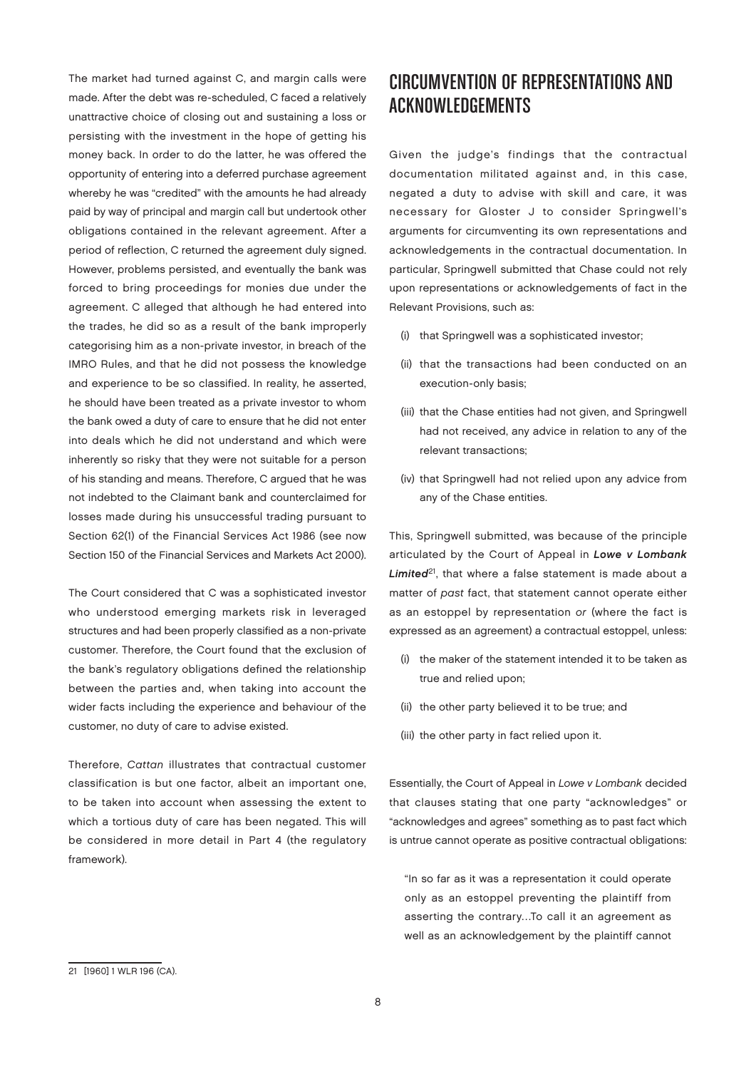The market had turned against C, and margin calls were made. After the debt was re-scheduled, C faced a relatively unattractive choice of closing out and sustaining a loss or persisting with the investment in the hope of getting his money back. In order to do the latter, he was offered the opportunity of entering into a deferred purchase agreement whereby he was "credited" with the amounts he had already paid by way of principal and margin call but undertook other obligations contained in the relevant agreement. After a period of reflection, C returned the agreement duly signed. However, problems persisted, and eventually the bank was forced to bring proceedings for monies due under the agreement. C alleged that although he had entered into the trades, he did so as a result of the bank improperly categorising him as a non-private investor, in breach of the IMRO Rules, and that he did not possess the knowledge and experience to be so classified. In reality, he asserted, he should have been treated as a private investor to whom the bank owed a duty of care to ensure that he did not enter into deals which he did not understand and which were inherently so risky that they were not suitable for a person of his standing and means. Therefore, C argued that he was not indebted to the Claimant bank and counterclaimed for losses made during his unsuccessful trading pursuant to Section 62(1) of the Financial Services Act 1986 (see now Section 150 of the Financial Services and Markets Act 2000).

The Court considered that C was a sophisticated investor who understood emerging markets risk in leveraged structures and had been properly classified as a non-private customer. Therefore, the Court found that the exclusion of the bank's regulatory obligations defined the relationship between the parties and, when taking into account the wider facts including the experience and behaviour of the customer, no duty of care to advise existed.

Therefore, *Cattan* illustrates that contractual customer classification is but one factor, albeit an important one, to be taken into account when assessing the extent to which a tortious duty of care has been negated. This will be considered in more detail in Part 4 (the regulatory framework).

## CIRCUMVENTION OF REPRESENTATIONS AND ACKNOWLEDGEMENTS

Given the judge's findings that the contractual documentation militated against and, in this case, negated a duty to advise with skill and care, it was necessary for Gloster J to consider Springwell's arguments for circumventing its own representations and acknowledgements in the contractual documentation. In particular, Springwell submitted that Chase could not rely upon representations or acknowledgements of fact in the Relevant Provisions, such as:

(i) that Springwell was a sophisticated investor;

(ii) that the transactions had been conducted on an execution-only basis;

(iii) that the Chase entities had not given, and Springwell had not received, any advice in relation to any of the relevant transactions;

(iv) that Springwell had not relied upon any advice from any of the Chase entities.

This, Springwell submitted, was because of the principle articulated by the Court of Appeal in ***Lowe v Lombank Limited***[21], that where a false statement is made about a matter of *past* fact, that statement cannot operate either as an estoppel by representation *or* (where the fact is expressed as an agreement) a contractual estoppel, unless:

(i) the maker of the statement intended it to be taken as true and relied upon;

(ii) the other party believed it to be true; and

(iii) the other party in fact relied upon it.

Essentially, the Court of Appeal in *Lowe v Lombank* decided that clauses stating that one party "acknowledges" or "acknowledges and agrees" something as to past fact which is untrue cannot operate as positive contractual obligations:

> "In so far as it was a representation it could operate only as an estoppel preventing the plaintiff from asserting the contrary…To call it an agreement as well as an acknowledgement by the plaintiff cannot

21 [1960] 1 WLR 196 (CA).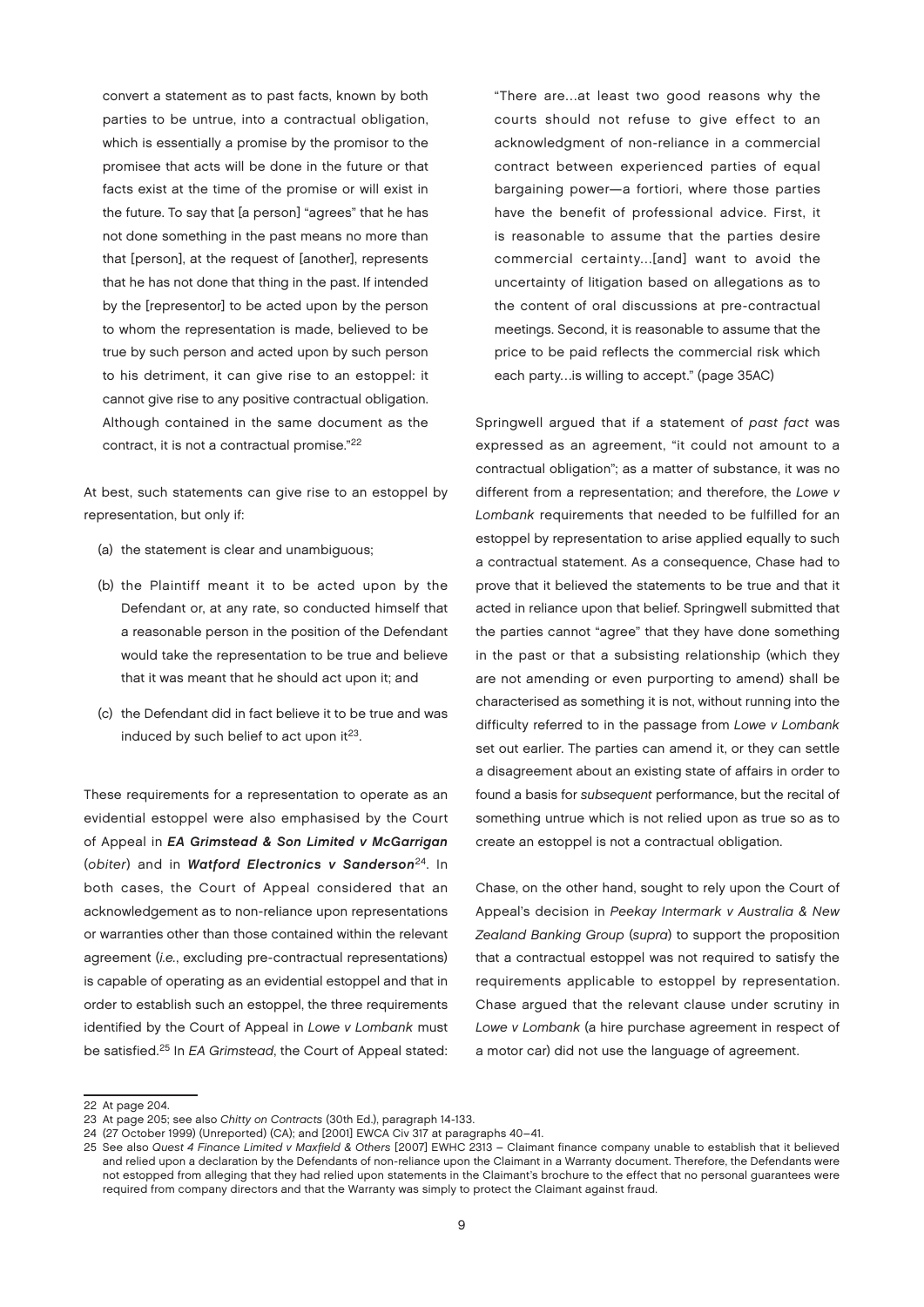convert a statement as to past facts, known by both parties to be untrue, into a contractual obligation, which is essentially a promise by the promisor to the promisee that acts will be done in the future or that facts exist at the time of the promise or will exist in the future. To say that [a person] "agrees" that he has not done something in the past means no more than that [person], at the request of [another], represents that he has not done that thing in the past. If intended by the [representor] to be acted upon by the person to whom the representation is made, believed to be true by such person and acted upon by such person to his detriment, it can give rise to an estoppel: it cannot give rise to any positive contractual obligation. Although contained in the same document as the contract, it is not a contractual promise."[22]

At best, such statements can give rise to an estoppel by representation, but only if:

(a) the statement is clear and unambiguous;

(b) the Plaintiff meant it to be acted upon by the Defendant or, at any rate, so conducted himself that a reasonable person in the position of the Defendant would take the representation to be true and believe that it was meant that he should act upon it; and

(c) the Defendant did in fact believe it to be true and was induced by such belief to act upon it[23].

These requirements for a representation to operate as an evidential estoppel were also emphasised by the Court of Appeal in ***EA Grimstead & Son Limited v McGarrigan*** (*obiter*) and in ***Watford Electronics v Sanderson***[24]. In both cases, the Court of Appeal considered that an acknowledgement as to non-reliance upon representations or warranties other than those contained within the relevant agreement (*i.e.*, excluding pre-contractual representations) is capable of operating as an evidential estoppel and that in order to establish such an estoppel, the three requirements identified by the Court of Appeal in *Lowe v Lombank* must be satisfied.[25] In *EA Grimstead*, the Court of Appeal stated:

"There are…at least two good reasons why the courts should not refuse to give effect to an acknowledgment of non-reliance in a commercial contract between experienced parties of equal bargaining power—a fortiori, where those parties have the benefit of professional advice. First, it is reasonable to assume that the parties desire commercial certainty…[and] want to avoid the uncertainty of litigation based on allegations as to the content of oral discussions at pre-contractual meetings. Second, it is reasonable to assume that the price to be paid reflects the commercial risk which each party…is willing to accept." (page 35AC)

Springwell argued that if a statement of *past fact* was expressed as an agreement, "it could not amount to a contractual obligation"; as a matter of substance, it was no different from a representation; and therefore, the *Lowe v Lombank* requirements that needed to be fulfilled for an estoppel by representation to arise applied equally to such a contractual statement. As a consequence, Chase had to prove that it believed the statements to be true and that it acted in reliance upon that belief. Springwell submitted that the parties cannot "agree" that they have done something in the past or that a subsisting relationship (which they are not amending or even purporting to amend) shall be characterised as something it is not, without running into the difficulty referred to in the passage from *Lowe v Lombank* set out earlier. The parties can amend it, or they can settle a disagreement about an existing state of affairs in order to found a basis for *subsequent* performance, but the recital of something untrue which is not relied upon as true so as to create an estoppel is not a contractual obligation.

Chase, on the other hand, sought to rely upon the Court of Appeal's decision in *Peekay Intermark v Australia & New Zealand Banking Group* (*supra*) to support the proposition that a contractual estoppel was not required to satisfy the requirements applicable to estoppel by representation. Chase argued that the relevant clause under scrutiny in *Lowe v Lombank* (a hire purchase agreement in respect of a motor car) did not use the language of agreement.

---

22 At page 204.

23 At page 205; see also *Chitty on Contracts* (30th Ed.), paragraph 14-133.

24 (27 October 1999) (Unreported) (CA); and [2001] EWCA Civ 317 at paragraphs 40–41.

25 See also *Quest 4 Finance Limited v Maxfield & Others* [2007] EWHC 2313 – Claimant finance company unable to establish that it believed and relied upon a declaration by the Defendants of non-reliance upon the Claimant in a Warranty document. Therefore, the Defendants were not estopped from alleging that they had relied upon statements in the Claimant's brochure to the effect that no personal guarantees were required from company directors and that the Warranty was simply to protect the Claimant against fraud.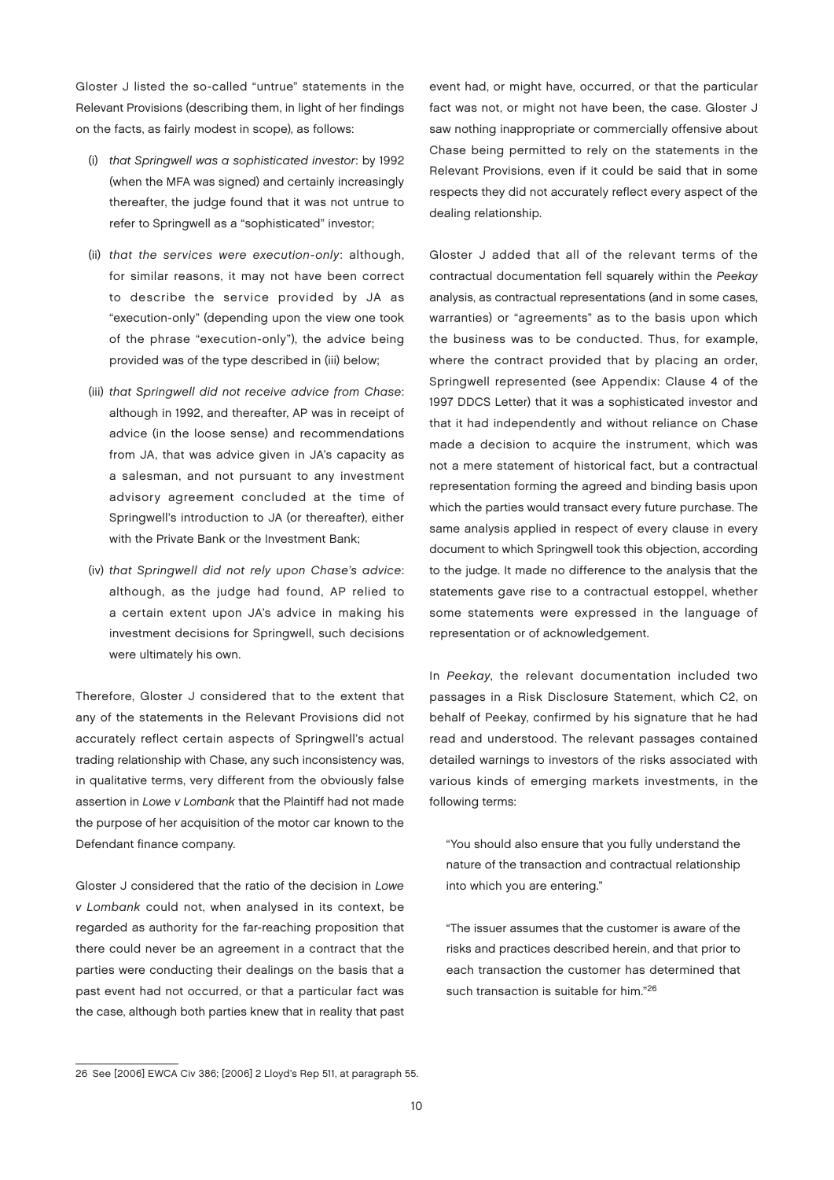Gloster J listed the so-called "untrue" statements in the Relevant Provisions (describing them, in light of her findings on the facts, as fairly modest in scope), as follows:

(i) *that Springwell was a sophisticated investor*: by 1992 (when the MFA was signed) and certainly increasingly thereafter, the judge found that it was not untrue to refer to Springwell as a "sophisticated" investor;

(ii) *that the services were execution-only*: although, for similar reasons, it may not have been correct to describe the service provided by JA as "execution-only" (depending upon the view one took of the phrase "execution-only"), the advice being provided was of the type described in (iii) below;

(iii) *that Springwell did not receive advice from Chase*: although in 1992, and thereafter, AP was in receipt of advice (in the loose sense) and recommendations from JA, that was advice given in JA's capacity as a salesman, and not pursuant to any investment advisory agreement concluded at the time of Springwell's introduction to JA (or thereafter), either with the Private Bank or the Investment Bank;

(iv) *that Springwell did not rely upon Chase's advice*: although, as the judge had found, AP relied to a certain extent upon JA's advice in making his investment decisions for Springwell, such decisions were ultimately his own.

Therefore, Gloster J considered that to the extent that any of the statements in the Relevant Provisions did not accurately reflect certain aspects of Springwell's actual trading relationship with Chase, any such inconsistency was, in qualitative terms, very different from the obviously false assertion in *Lowe v Lombank* that the Plaintiff had not made the purpose of her acquisition of the motor car known to the Defendant finance company.

Gloster J considered that the ratio of the decision in *Lowe v Lombank* could not, when analysed in its context, be regarded as authority for the far-reaching proposition that there could never be an agreement in a contract that the parties were conducting their dealings on the basis that a past event had not occurred, or that a particular fact was the case, although both parties knew that in reality that past event had, or might have, occurred, or that the particular fact was not, or might not have been, the case. Gloster J saw nothing inappropriate or commercially offensive about Chase being permitted to rely on the statements in the Relevant Provisions, even if it could be said that in some respects they did not accurately reflect every aspect of the dealing relationship.

Gloster J added that all of the relevant terms of the contractual documentation fell squarely within the *Peekay* analysis, as contractual representations (and in some cases, warranties) or "agreements" as to the basis upon which the business was to be conducted. Thus, for example, where the contract provided that by placing an order, Springwell represented (see Appendix: Clause 4 of the 1997 DDCS Letter) that it was a sophisticated investor and that it had independently and without reliance on Chase made a decision to acquire the instrument, which was not a mere statement of historical fact, but a contractual representation forming the agreed and binding basis upon which the parties would transact every future purchase. The same analysis applied in respect of every clause in every document to which Springwell took this objection, according to the judge. It made no difference to the analysis that the statements gave rise to a contractual estoppel, whether some statements were expressed in the language of representation or of acknowledgement.

In *Peekay*, the relevant documentation included two passages in a Risk Disclosure Statement, which C2, on behalf of Peekay, confirmed by his signature that he had read and understood. The relevant passages contained detailed warnings to investors of the risks associated with various kinds of emerging markets investments, in the following terms:

> "You should also ensure that you fully understand the nature of the transaction and contractual relationship into which you are entering."
>
> "The issuer assumes that the customer is aware of the risks and practices described herein, and that prior to each transaction the customer has determined that such transaction is suitable for him."[26]

---

26 See [2006] EWCA Civ 386; [2006] 2 Lloyd's Rep 511, at paragraph 55.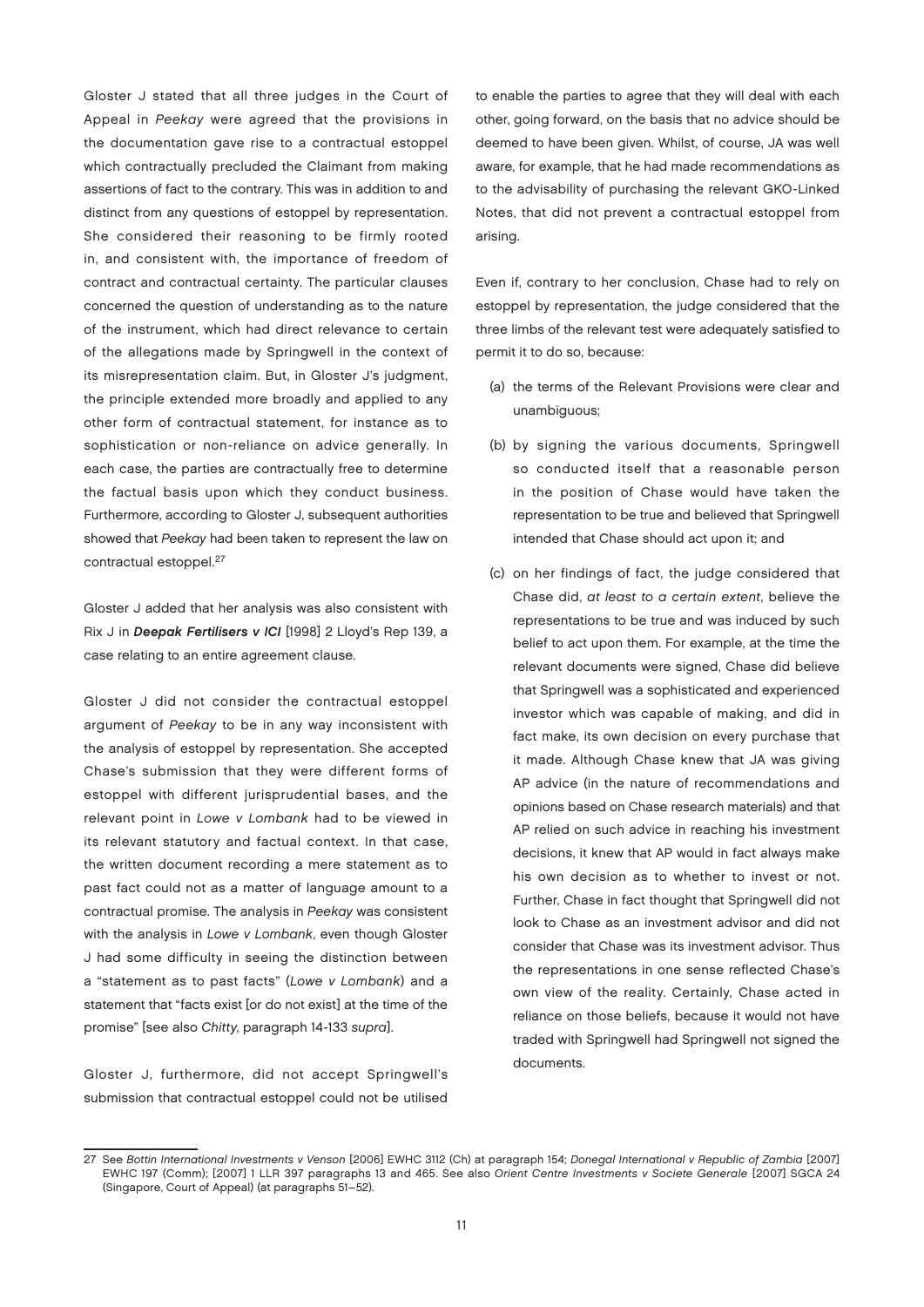Gloster J stated that all three judges in the Court of Appeal in *Peekay* were agreed that the provisions in the documentation gave rise to a contractual estoppel which contractually precluded the Claimant from making assertions of fact to the contrary. This was in addition to and distinct from any questions of estoppel by representation. She considered their reasoning to be firmly rooted in, and consistent with, the importance of freedom of contract and contractual certainty. The particular clauses concerned the question of understanding as to the nature of the instrument, which had direct relevance to certain of the allegations made by Springwell in the context of its misrepresentation claim. But, in Gloster J's judgment, the principle extended more broadly and applied to any other form of contractual statement, for instance as to sophistication or non-reliance on advice generally. In each case, the parties are contractually free to determine the factual basis upon which they conduct business. Furthermore, according to Gloster J, subsequent authorities showed that *Peekay* had been taken to represent the law on contractual estoppel.[27]

Gloster J added that her analysis was also consistent with Rix J in ***Deepak Fertilisers v ICI*** [1998] 2 Lloyd's Rep 139, a case relating to an entire agreement clause.

Gloster J did not consider the contractual estoppel argument of *Peekay* to be in any way inconsistent with the analysis of estoppel by representation. She accepted Chase's submission that they were different forms of estoppel with different jurisprudential bases, and the relevant point in *Lowe v Lombank* had to be viewed in its relevant statutory and factual context. In that case, the written document recording a mere statement as to past fact could not as a matter of language amount to a contractual promise. The analysis in *Peekay* was consistent with the analysis in *Lowe v Lombank*, even though Gloster J had some difficulty in seeing the distinction between a "statement as to past facts" (*Lowe v Lombank*) and a statement that "facts exist [or do not exist] at the time of the promise" [see also *Chitty*, paragraph 14-133 *supra*].

Gloster J, furthermore, did not accept Springwell's submission that contractual estoppel could not be utilised to enable the parties to agree that they will deal with each other, going forward, on the basis that no advice should be deemed to have been given. Whilst, of course, JA was well aware, for example, that he had made recommendations as to the advisability of purchasing the relevant GKO-Linked Notes, that did not prevent a contractual estoppel from arising.

Even if, contrary to her conclusion, Chase had to rely on estoppel by representation, the judge considered that the three limbs of the relevant test were adequately satisfied to permit it to do so, because:

(a) the terms of the Relevant Provisions were clear and unambiguous;

(b) by signing the various documents, Springwell so conducted itself that a reasonable person in the position of Chase would have taken the representation to be true and believed that Springwell intended that Chase should act upon it; and

(c) on her findings of fact, the judge considered that Chase did, *at least to a certain extent*, believe the representations to be true and was induced by such belief to act upon them. For example, at the time the relevant documents were signed, Chase did believe that Springwell was a sophisticated and experienced investor which was capable of making, and did in fact make, its own decision on every purchase that it made. Although Chase knew that JA was giving AP advice (in the nature of recommendations and opinions based on Chase research materials) and that AP relied on such advice in reaching his investment decisions, it knew that AP would in fact always make his own decision as to whether to invest or not. Further, Chase in fact thought that Springwell did not look to Chase as an investment advisor and did not consider that Chase was its investment advisor. Thus the representations in one sense reflected Chase's own view of the reality. Certainly, Chase acted in reliance on those beliefs, because it would not have traded with Springwell had Springwell not signed the documents.

---

27 See *Bottin International Investments v Venson* [2006] EWHC 3112 (Ch) at paragraph 154; *Donegal International v Republic of Zambia* [2007] EWHC 197 (Comm); [2007] 1 LLR 397 paragraphs 13 and 465. See also *Orient Centre Investments v Societe Generale* [2007] SGCA 24 (Singapore, Court of Appeal) (at paragraphs 51–52).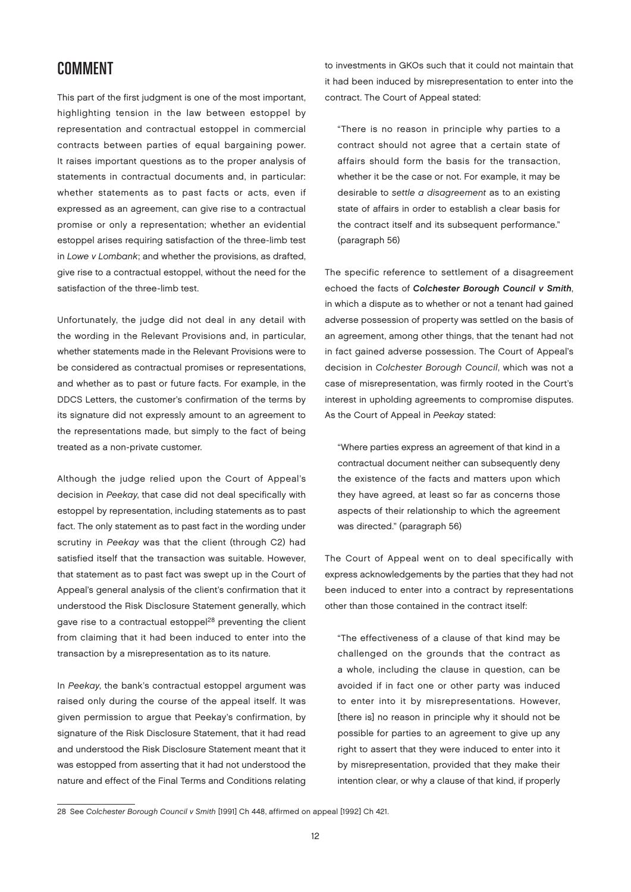## COMMENT

This part of the first judgment is one of the most important, highlighting tension in the law between estoppel by representation and contractual estoppel in commercial contracts between parties of equal bargaining power. It raises important questions as to the proper analysis of statements in contractual documents and, in particular: whether statements as to past facts or acts, even if expressed as an agreement, can give rise to a contractual promise or only a representation; whether an evidential estoppel arises requiring satisfaction of the three-limb test in *Lowe v Lombank*; and whether the provisions, as drafted, give rise to a contractual estoppel, without the need for the satisfaction of the three-limb test.

Unfortunately, the judge did not deal in any detail with the wording in the Relevant Provisions and, in particular, whether statements made in the Relevant Provisions were to be considered as contractual promises or representations, and whether as to past or future facts. For example, in the DDCS Letters, the customer's confirmation of the terms by its signature did not expressly amount to an agreement to the representations made, but simply to the fact of being treated as a non-private customer.

Although the judge relied upon the Court of Appeal's decision in *Peekay*, that case did not deal specifically with estoppel by representation, including statements as to past fact. The only statement as to past fact in the wording under scrutiny in *Peekay* was that the client (through C2) had satisfied itself that the transaction was suitable. However, that statement as to past fact was swept up in the Court of Appeal's general analysis of the client's confirmation that it understood the Risk Disclosure Statement generally, which gave rise to a contractual estoppel[28] preventing the client from claiming that it had been induced to enter into the transaction by a misrepresentation as to its nature.

In *Peekay*, the bank's contractual estoppel argument was raised only during the course of the appeal itself. It was given permission to argue that Peekay's confirmation, by signature of the Risk Disclosure Statement, that it had read and understood the Risk Disclosure Statement meant that it was estopped from asserting that it had not understood the nature and effect of the Final Terms and Conditions relating to investments in GKOs such that it could not maintain that it had been induced by misrepresentation to enter into the contract. The Court of Appeal stated:

> "There is no reason in principle why parties to a contract should not agree that a certain state of affairs should form the basis for the transaction, whether it be the case or not. For example, it may be desirable to *settle a disagreement* as to an existing state of affairs in order to establish a clear basis for the contract itself and its subsequent performance." (paragraph 56)

The specific reference to settlement of a disagreement echoed the facts of ***Colchester Borough Council v Smith***, in which a dispute as to whether or not a tenant had gained adverse possession of property was settled on the basis of an agreement, among other things, that the tenant had not in fact gained adverse possession. The Court of Appeal's decision in *Colchester Borough Council*, which was not a case of misrepresentation, was firmly rooted in the Court's interest in upholding agreements to compromise disputes. As the Court of Appeal in *Peekay* stated:

> "Where parties express an agreement of that kind in a contractual document neither can subsequently deny the existence of the facts and matters upon which they have agreed, at least so far as concerns those aspects of their relationship to which the agreement was directed." (paragraph 56)

The Court of Appeal went on to deal specifically with express acknowledgements by the parties that they had not been induced to enter into a contract by representations other than those contained in the contract itself:

> "The effectiveness of a clause of that kind may be challenged on the grounds that the contract as a whole, including the clause in question, can be avoided if in fact one or other party was induced to enter into it by misrepresentations. However, [there is] no reason in principle why it should not be possible for parties to an agreement to give up any right to assert that they were induced to enter into it by misrepresentation, provided that they make their intention clear, or why a clause of that kind, if properly

---

28 See *Colchester Borough Council v Smith* [1991] Ch 448, affirmed on appeal [1992] Ch 421.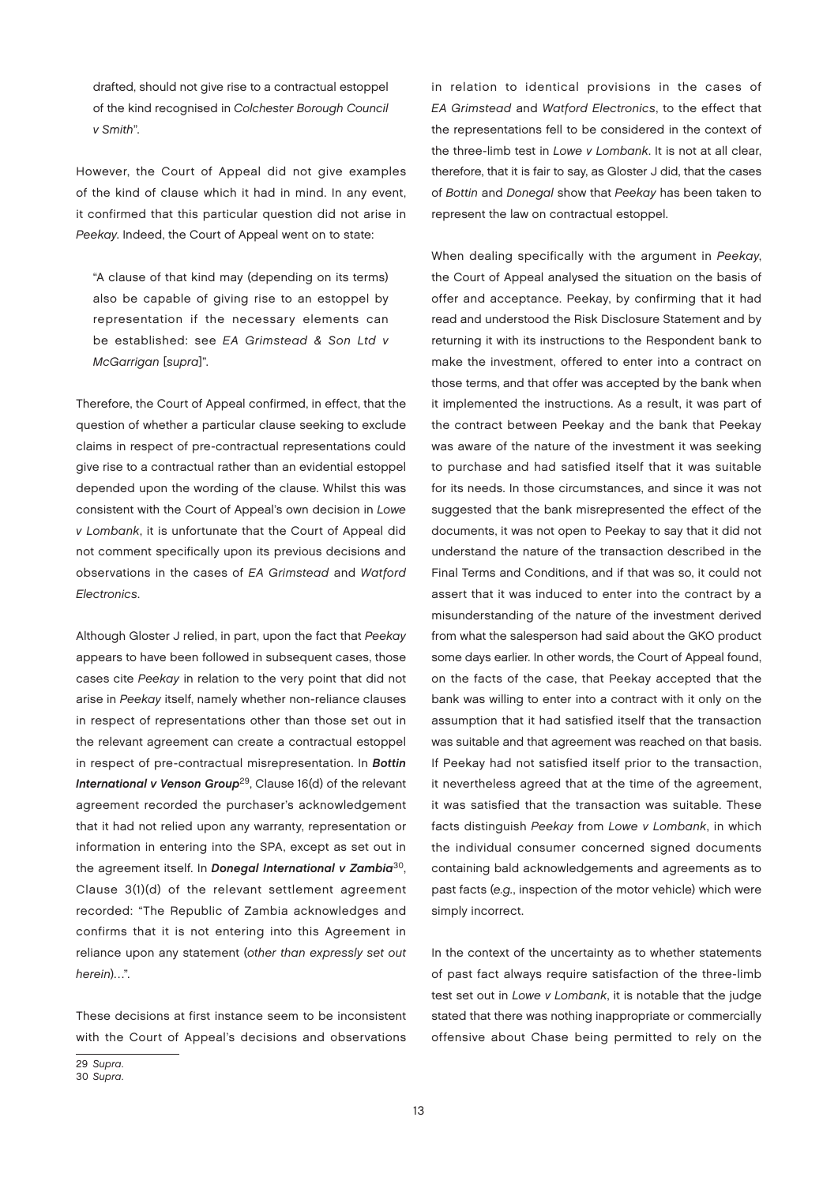drafted, should not give rise to a contractual estoppel of the kind recognised in *Colchester Borough Council v Smith*".

However, the Court of Appeal did not give examples of the kind of clause which it had in mind. In any event, it confirmed that this particular question did not arise in *Peekay*. Indeed, the Court of Appeal went on to state:

> "A clause of that kind may (depending on its terms) also be capable of giving rise to an estoppel by representation if the necessary elements can be established: see *EA Grimstead & Son Ltd v McGarrigan* [*supra*]".

Therefore, the Court of Appeal confirmed, in effect, that the question of whether a particular clause seeking to exclude claims in respect of pre-contractual representations could give rise to a contractual rather than an evidential estoppel depended upon the wording of the clause. Whilst this was consistent with the Court of Appeal's own decision in *Lowe v Lombank*, it is unfortunate that the Court of Appeal did not comment specifically upon its previous decisions and observations in the cases of *EA Grimstead* and *Watford Electronics*.

Although Gloster J relied, in part, upon the fact that *Peekay* appears to have been followed in subsequent cases, those cases cite *Peekay* in relation to the very point that did not arise in *Peekay* itself, namely whether non-reliance clauses in respect of representations other than those set out in the relevant agreement can create a contractual estoppel in respect of pre-contractual misrepresentation. In ***Bottin International v Venson Group***[29], Clause 16(d) of the relevant agreement recorded the purchaser's acknowledgement that it had not relied upon any warranty, representation or information in entering into the SPA, except as set out in the agreement itself. In ***Donegal International v Zambia***[30], Clause 3(1)(d) of the relevant settlement agreement recorded: "The Republic of Zambia acknowledges and confirms that it is not entering into this Agreement in reliance upon any statement (*other than expressly set out herein*)…".

These decisions at first instance seem to be inconsistent with the Court of Appeal's decisions and observations in relation to identical provisions in the cases of *EA Grimstead* and *Watford Electronics*, to the effect that the representations fell to be considered in the context of the three-limb test in *Lowe v Lombank*. It is not at all clear, therefore, that it is fair to say, as Gloster J did, that the cases of *Bottin* and *Donegal* show that *Peekay* has been taken to represent the law on contractual estoppel.

When dealing specifically with the argument in *Peekay*, the Court of Appeal analysed the situation on the basis of offer and acceptance. Peekay, by confirming that it had read and understood the Risk Disclosure Statement and by returning it with its instructions to the Respondent bank to make the investment, offered to enter into a contract on those terms, and that offer was accepted by the bank when it implemented the instructions. As a result, it was part of the contract between Peekay and the bank that Peekay was aware of the nature of the investment it was seeking to purchase and had satisfied itself that it was suitable for its needs. In those circumstances, and since it was not suggested that the bank misrepresented the effect of the documents, it was not open to Peekay to say that it did not understand the nature of the transaction described in the Final Terms and Conditions, and if that was so, it could not assert that it was induced to enter into the contract by a misunderstanding of the nature of the investment derived from what the salesperson had said about the GKO product some days earlier. In other words, the Court of Appeal found, on the facts of the case, that Peekay accepted that the bank was willing to enter into a contract with it only on the assumption that it had satisfied itself that the transaction was suitable and that agreement was reached on that basis. If Peekay had not satisfied itself prior to the transaction, it nevertheless agreed that at the time of the agreement, it was satisfied that the transaction was suitable. These facts distinguish *Peekay* from *Lowe v Lombank*, in which the individual consumer concerned signed documents containing bald acknowledgements and agreements as to past facts (*e.g.*, inspection of the motor vehicle) which were simply incorrect.

In the context of the uncertainty as to whether statements of past fact always require satisfaction of the three-limb test set out in *Lowe v Lombank*, it is notable that the judge stated that there was nothing inappropriate or commercially offensive about Chase being permitted to rely on the

29 *Supra*.
30 *Supra*.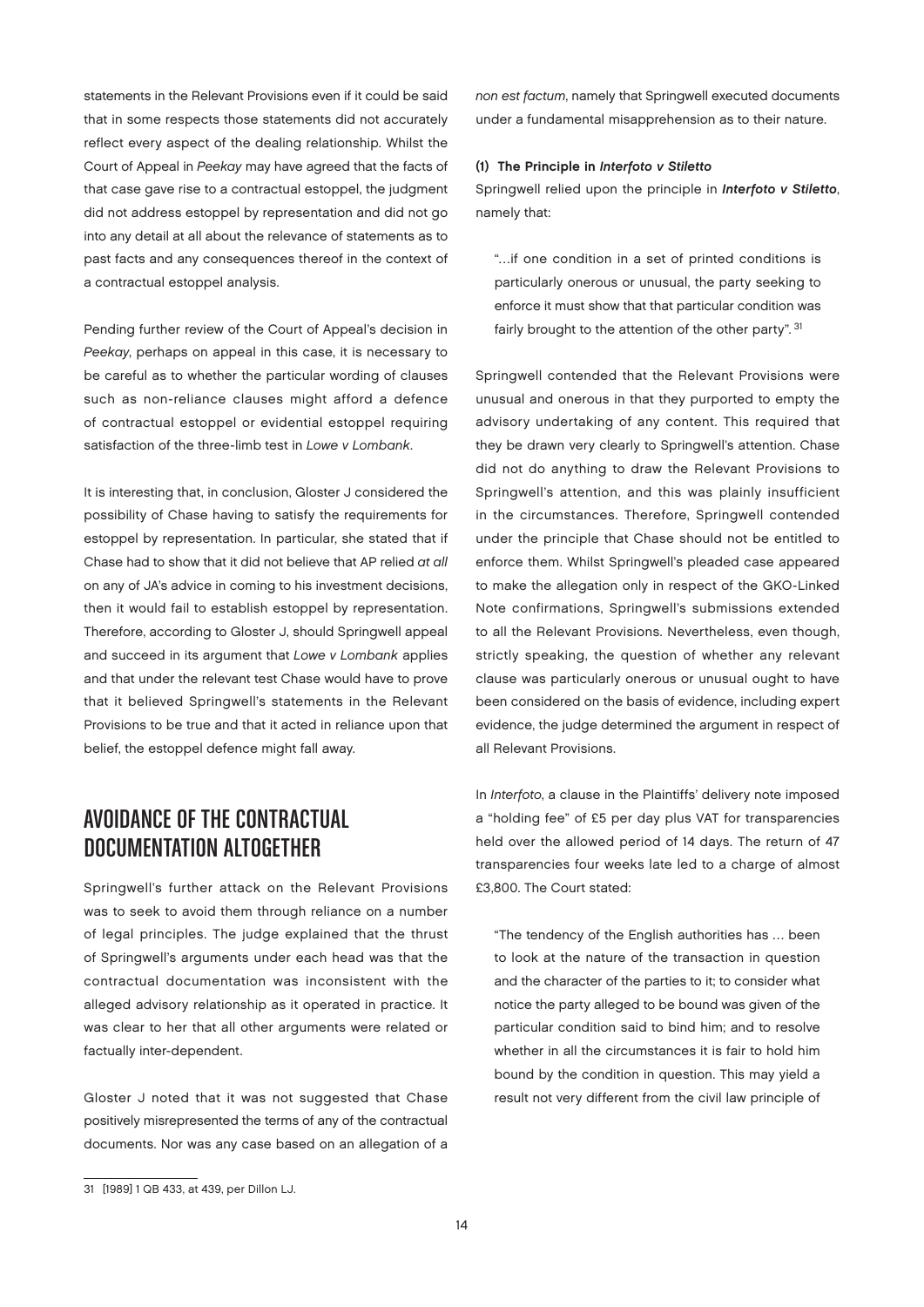statements in the Relevant Provisions even if it could be said that in some respects those statements did not accurately reflect every aspect of the dealing relationship. Whilst the Court of Appeal in *Peekay* may have agreed that the facts of that case gave rise to a contractual estoppel, the judgment did not address estoppel by representation and did not go into any detail at all about the relevance of statements as to past facts and any consequences thereof in the context of a contractual estoppel analysis.

Pending further review of the Court of Appeal's decision in *Peekay*, perhaps on appeal in this case, it is necessary to be careful as to whether the particular wording of clauses such as non-reliance clauses might afford a defence of contractual estoppel or evidential estoppel requiring satisfaction of the three-limb test in *Lowe v Lombank*.

It is interesting that, in conclusion, Gloster J considered the possibility of Chase having to satisfy the requirements for estoppel by representation. In particular, she stated that if Chase had to show that it did not believe that AP relied *at all* on any of JA's advice in coming to his investment decisions, then it would fail to establish estoppel by representation. Therefore, according to Gloster J, should Springwell appeal and succeed in its argument that *Lowe v Lombank* applies and that under the relevant test Chase would have to prove that it believed Springwell's statements in the Relevant Provisions to be true and that it acted in reliance upon that belief, the estoppel defence might fall away.

## AVOIDANCE OF THE CONTRACTUAL DOCUMENTATION ALTOGETHER

Springwell's further attack on the Relevant Provisions was to seek to avoid them through reliance on a number of legal principles. The judge explained that the thrust of Springwell's arguments under each head was that the contractual documentation was inconsistent with the alleged advisory relationship as it operated in practice. It was clear to her that all other arguments were related or factually inter-dependent.

Gloster J noted that it was not suggested that Chase positively misrepresented the terms of any of the contractual documents. Nor was any case based on an allegation of a *non est factum*, namely that Springwell executed documents under a fundamental misapprehension as to their nature.

**(1) The Principle in *Interfoto v Stiletto***

Springwell relied upon the principle in ***Interfoto v Stiletto***, namely that:

> "…if one condition in a set of printed conditions is particularly onerous or unusual, the party seeking to enforce it must show that that particular condition was fairly brought to the attention of the other party". [31]

Springwell contended that the Relevant Provisions were unusual and onerous in that they purported to empty the advisory undertaking of any content. This required that they be drawn very clearly to Springwell's attention. Chase did not do anything to draw the Relevant Provisions to Springwell's attention, and this was plainly insufficient in the circumstances. Therefore, Springwell contended under the principle that Chase should not be entitled to enforce them. Whilst Springwell's pleaded case appeared to make the allegation only in respect of the GKO-Linked Note confirmations, Springwell's submissions extended to all the Relevant Provisions. Nevertheless, even though, strictly speaking, the question of whether any relevant clause was particularly onerous or unusual ought to have been considered on the basis of evidence, including expert evidence, the judge determined the argument in respect of all Relevant Provisions.

In *Interfoto*, a clause in the Plaintiffs' delivery note imposed a "holding fee" of £5 per day plus VAT for transparencies held over the allowed period of 14 days. The return of 47 transparencies four weeks late led to a charge of almost £3,800. The Court stated:

> "The tendency of the English authorities has … been to look at the nature of the transaction in question and the character of the parties to it; to consider what notice the party alleged to be bound was given of the particular condition said to bind him; and to resolve whether in all the circumstances it is fair to hold him bound by the condition in question. This may yield a result not very different from the civil law principle of

---

31 [1989] 1 QB 433, at 439, per Dillon LJ.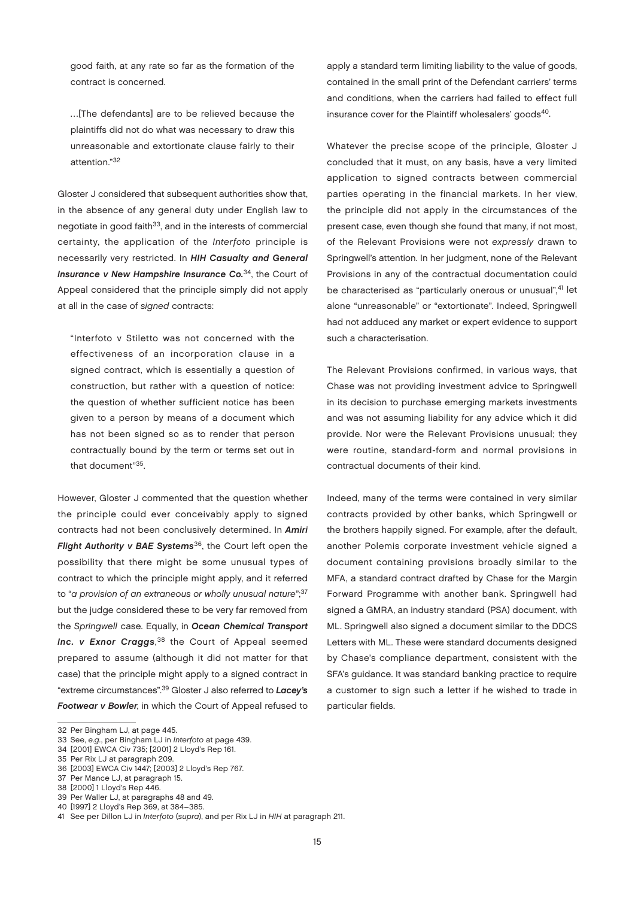good faith, at any rate so far as the formation of the contract is concerned.

…[The defendants] are to be relieved because the plaintiffs did not do what was necessary to draw this unreasonable and extortionate clause fairly to their attention."[32]

Gloster J considered that subsequent authorities show that, in the absence of any general duty under English law to negotiate in good faith[33], and in the interests of commercial certainty, the application of the *Interfoto* principle is necessarily very restricted. In ***HIH Casualty and General Insurance v New Hampshire Insurance Co.***[34], the Court of Appeal considered that the principle simply did not apply at all in the case of *signed* contracts:

"Interfoto v Stiletto was not concerned with the effectiveness of an incorporation clause in a signed contract, which is essentially a question of construction, but rather with a question of notice: the question of whether sufficient notice has been given to a person by means of a document which has not been signed so as to render that person contractually bound by the term or terms set out in that document"[35].

However, Gloster J commented that the question whether the principle could ever conceivably apply to signed contracts had not been conclusively determined. In ***Amiri Flight Authority v BAE Systems***[36], the Court left open the possibility that there might be some unusual types of contract to which the principle might apply, and it referred to "*a provision of an extraneous or wholly unusual nature*";[37] but the judge considered these to be very far removed from the *Springwell* case. Equally, in ***Ocean Chemical Transport Inc. v Exnor Craggs***,[38] the Court of Appeal seemed prepared to assume (although it did not matter for that case) that the principle might apply to a signed contract in "extreme circumstances".[39] Gloster J also referred to ***Lacey's Footwear v Bowler***, in which the Court of Appeal refused to apply a standard term limiting liability to the value of goods, contained in the small print of the Defendant carriers' terms and conditions, when the carriers had failed to effect full insurance cover for the Plaintiff wholesalers' goods[40].

Whatever the precise scope of the principle, Gloster J concluded that it must, on any basis, have a very limited application to signed contracts between commercial parties operating in the financial markets. In her view, the principle did not apply in the circumstances of the present case, even though she found that many, if not most, of the Relevant Provisions were not *expressly* drawn to Springwell's attention. In her judgment, none of the Relevant Provisions in any of the contractual documentation could be characterised as "particularly onerous or unusual",[41] let alone "unreasonable" or "extortionate". Indeed, Springwell had not adduced any market or expert evidence to support such a characterisation.

The Relevant Provisions confirmed, in various ways, that Chase was not providing investment advice to Springwell in its decision to purchase emerging markets investments and was not assuming liability for any advice which it did provide. Nor were the Relevant Provisions unusual; they were routine, standard-form and normal provisions in contractual documents of their kind.

Indeed, many of the terms were contained in very similar contracts provided by other banks, which Springwell or the brothers happily signed. For example, after the default, another Polemis corporate investment vehicle signed a document containing provisions broadly similar to the MFA, a standard contract drafted by Chase for the Margin Forward Programme with another bank. Springwell had signed a GMRA, an industry standard (PSA) document, with ML. Springwell also signed a document similar to the DDCS Letters with ML. These were standard documents designed by Chase's compliance department, consistent with the SFA's guidance. It was standard banking practice to require a customer to sign such a letter if he wished to trade in particular fields.

---

32 Per Bingham LJ, at page 445.
33 See, *e.g.*, per Bingham LJ in *Interfoto* at page 439.
34 [2001] EWCA Civ 735; [2001] 2 Lloyd's Rep 161.
35 Per Rix LJ at paragraph 209.
36 [2003] EWCA Civ 1447; [2003] 2 Lloyd's Rep 767.
37 Per Mance LJ, at paragraph 15.
38 [2000] 1 Lloyd's Rep 446.
39 Per Waller LJ, at paragraphs 48 and 49.
40 [1997] 2 Lloyd's Rep 369, at 384–385.
41 See per Dillon LJ in *Interfoto* (*supra*), and per Rix LJ in *HIH* at paragraph 211.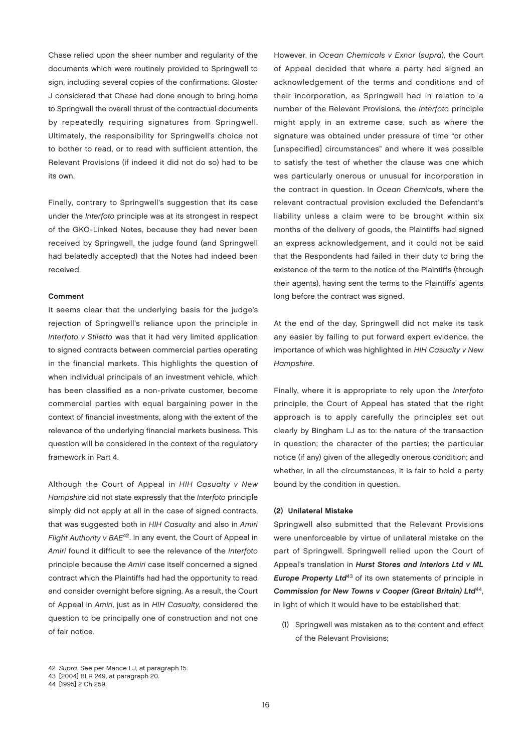Chase relied upon the sheer number and regularity of the documents which were routinely provided to Springwell to sign, including several copies of the confirmations. Gloster J considered that Chase had done enough to bring home to Springwell the overall thrust of the contractual documents by repeatedly requiring signatures from Springwell. Ultimately, the responsibility for Springwell's choice not to bother to read, or to read with sufficient attention, the Relevant Provisions (if indeed it did not do so) had to be its own.

Finally, contrary to Springwell's suggestion that its case under the *Interfoto* principle was at its strongest in respect of the GKO-Linked Notes, because they had never been received by Springwell, the judge found (and Springwell had belatedly accepted) that the Notes had indeed been received.

**Comment**

It seems clear that the underlying basis for the judge's rejection of Springwell's reliance upon the principle in *Interfoto v Stiletto* was that it had very limited application to signed contracts between commercial parties operating in the financial markets. This highlights the question of when individual principals of an investment vehicle, which has been classified as a non-private customer, become commercial parties with equal bargaining power in the context of financial investments, along with the extent of the relevance of the underlying financial markets business. This question will be considered in the context of the regulatory framework in Part 4.

Although the Court of Appeal in *HIH Casualty v New Hampshire* did not state expressly that the *Interfoto* principle simply did not apply at all in the case of signed contracts, that was suggested both in *HIH Casualty* and also in *Amiri Flight Authority v BAE*[42]. In any event, the Court of Appeal in *Amiri* found it difficult to see the relevance of the *Interfoto* principle because the *Amiri* case itself concerned a signed contract which the Plaintiffs had had the opportunity to read and consider overnight before signing. As a result, the Court of Appeal in *Amiri*, just as in *HIH Casualty*, considered the question to be principally one of construction and not one of fair notice.

However, in *Ocean Chemicals v Exnor* (*supra*), the Court of Appeal decided that where a party had signed an acknowledgement of the terms and conditions and of their incorporation, as Springwell had in relation to a number of the Relevant Provisions, the *Interfoto* principle might apply in an extreme case, such as where the signature was obtained under pressure of time "or other [unspecified] circumstances" and where it was possible to satisfy the test of whether the clause was one which was particularly onerous or unusual for incorporation in the contract in question. In *Ocean Chemicals*, where the relevant contractual provision excluded the Defendant's liability unless a claim were to be brought within six months of the delivery of goods, the Plaintiffs had signed an express acknowledgement, and it could not be said that the Respondents had failed in their duty to bring the existence of the term to the notice of the Plaintiffs (through their agents), having sent the terms to the Plaintiffs' agents long before the contract was signed.

At the end of the day, Springwell did not make its task any easier by failing to put forward expert evidence, the importance of which was highlighted in *HIH Casualty v New Hampshire*.

Finally, where it is appropriate to rely upon the *Interfoto* principle, the Court of Appeal has stated that the right approach is to apply carefully the principles set out clearly by Bingham LJ as to: the nature of the transaction in question; the character of the parties; the particular notice (if any) given of the allegedly onerous condition; and whether, in all the circumstances, it is fair to hold a party bound by the condition in question.

**(2) Unilateral Mistake**

Springwell also submitted that the Relevant Provisions were unenforceable by virtue of unilateral mistake on the part of Springwell. Springwell relied upon the Court of Appeal's translation in ***Hurst Stores and Interiors Ltd v ML Europe Property Ltd***[43] of its own statements of principle in ***Commission for New Towns v Cooper (Great Britain) Ltd***[44], in light of which it would have to be established that:

(1) Springwell was mistaken as to the content and effect of the Relevant Provisions;

---

42 *Supra*. See per Mance LJ, at paragraph 15.

43 [2004] BLR 249, at paragraph 20.

44 [1995] 2 Ch 259.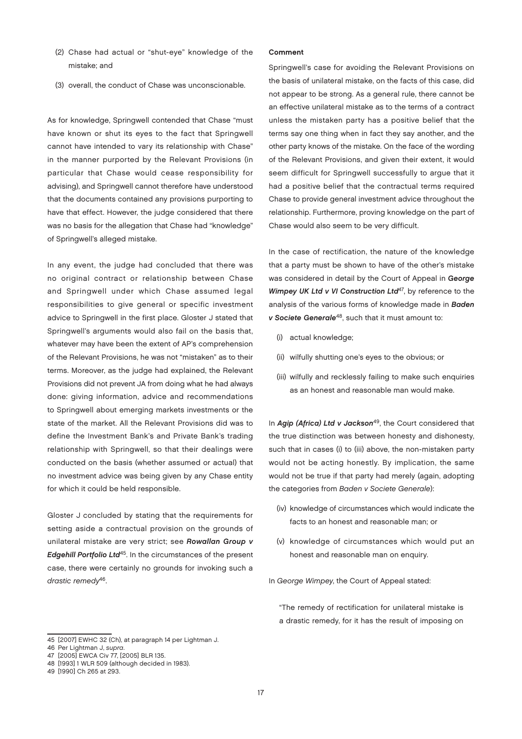(2) Chase had actual or "shut-eye" knowledge of the mistake; and

(3) overall, the conduct of Chase was unconscionable.

As for knowledge, Springwell contended that Chase "must have known or shut its eyes to the fact that Springwell cannot have intended to vary its relationship with Chase" in the manner purported by the Relevant Provisions (in particular that Chase would cease responsibility for advising), and Springwell cannot therefore have understood that the documents contained any provisions purporting to have that effect. However, the judge considered that there was no basis for the allegation that Chase had "knowledge" of Springwell's alleged mistake.

In any event, the judge had concluded that there was no original contract or relationship between Chase and Springwell under which Chase assumed legal responsibilities to give general or specific investment advice to Springwell in the first place. Gloster J stated that Springwell's arguments would also fail on the basis that, whatever may have been the extent of AP's comprehension of the Relevant Provisions, he was not "mistaken" as to their terms. Moreover, as the judge had explained, the Relevant Provisions did not prevent JA from doing what he had always done: giving information, advice and recommendations to Springwell about emerging markets investments or the state of the market. All the Relevant Provisions did was to define the Investment Bank's and Private Bank's trading relationship with Springwell, so that their dealings were conducted on the basis (whether assumed or actual) that no investment advice was being given by any Chase entity for which it could be held responsible.

Gloster J concluded by stating that the requirements for setting aside a contractual provision on the grounds of unilateral mistake are very strict; see ***Rowallan Group v Edgehill Portfolio Ltd***[45]. In the circumstances of the present case, there were certainly no grounds for invoking such a *drastic remedy*[46].

**Comment**

Springwell's case for avoiding the Relevant Provisions on the basis of unilateral mistake, on the facts of this case, did not appear to be strong. As a general rule, there cannot be an effective unilateral mistake as to the terms of a contract unless the mistaken party has a positive belief that the terms say one thing when in fact they say another, and the other party knows of the mistake. On the face of the wording of the Relevant Provisions, and given their extent, it would seem difficult for Springwell successfully to argue that it had a positive belief that the contractual terms required Chase to provide general investment advice throughout the relationship. Furthermore, proving knowledge on the part of Chase would also seem to be very difficult.

In the case of rectification, the nature of the knowledge that a party must be shown to have of the other's mistake was considered in detail by the Court of Appeal in ***George Wimpey UK Ltd v VI Construction Ltd***[47], by reference to the analysis of the various forms of knowledge made in ***Baden v Societe Generale***[48], such that it must amount to:

(i) actual knowledge;

(ii) wilfully shutting one's eyes to the obvious; or

(iii) wilfully and recklessly failing to make such enquiries as an honest and reasonable man would make.

In ***Agip (Africa) Ltd v Jackson***[49], the Court considered that the true distinction was between honesty and dishonesty, such that in cases (i) to (iii) above, the non-mistaken party would not be acting honestly. By implication, the same would not be true if that party had merely (again, adopting the categories from *Baden v Societe Generale*):

(iv) knowledge of circumstances which would indicate the facts to an honest and reasonable man; or

(v) knowledge of circumstances which would put an honest and reasonable man on enquiry.

In *George Wimpey*, the Court of Appeal stated:

> "The remedy of rectification for unilateral mistake is a drastic remedy, for it has the result of imposing on

---

45 [2007] EWHC 32 (Ch), at paragraph 14 per Lightman J.

46 Per Lightman J, *supra*.

47 [2005] EWCA Civ 77, [2005] BLR 135.

48 [1993] 1 WLR 509 (although decided in 1983).

49 [1990] Ch 265 at 293.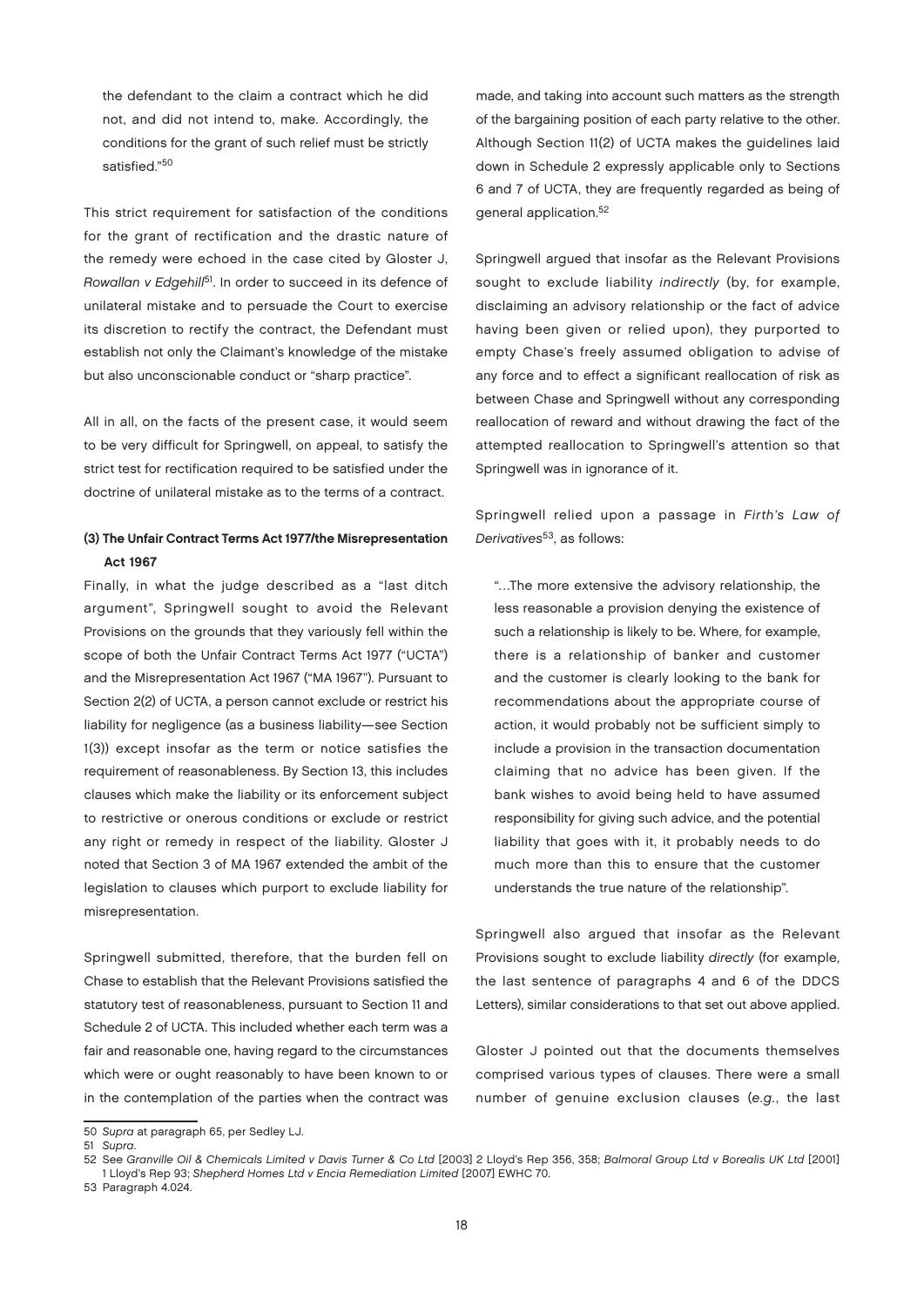the defendant to the claim a contract which he did not, and did not intend to, make. Accordingly, the conditions for the grant of such relief must be strictly satisfied."[50]

This strict requirement for satisfaction of the conditions for the grant of rectification and the drastic nature of the remedy were echoed in the case cited by Gloster J, *Rowallan v Edgehill*[51]. In order to succeed in its defence of unilateral mistake and to persuade the Court to exercise its discretion to rectify the contract, the Defendant must establish not only the Claimant's knowledge of the mistake but also unconscionable conduct or "sharp practice".

All in all, on the facts of the present case, it would seem to be very difficult for Springwell, on appeal, to satisfy the strict test for rectification required to be satisfied under the doctrine of unilateral mistake as to the terms of a contract.

**(3) The Unfair Contract Terms Act 1977/the Misrepresentation Act 1967**

Finally, in what the judge described as a "last ditch argument", Springwell sought to avoid the Relevant Provisions on the grounds that they variously fell within the scope of both the Unfair Contract Terms Act 1977 ("UCTA") and the Misrepresentation Act 1967 ("MA 1967"). Pursuant to Section 2(2) of UCTA, a person cannot exclude or restrict his liability for negligence (as a business liability—see Section 1(3)) except insofar as the term or notice satisfies the requirement of reasonableness. By Section 13, this includes clauses which make the liability or its enforcement subject to restrictive or onerous conditions or exclude or restrict any right or remedy in respect of the liability. Gloster J noted that Section 3 of MA 1967 extended the ambit of the legislation to clauses which purport to exclude liability for misrepresentation.

Springwell submitted, therefore, that the burden fell on Chase to establish that the Relevant Provisions satisfied the statutory test of reasonableness, pursuant to Section 11 and Schedule 2 of UCTA. This included whether each term was a fair and reasonable one, having regard to the circumstances which were or ought reasonably to have been known to or in the contemplation of the parties when the contract was made, and taking into account such matters as the strength of the bargaining position of each party relative to the other. Although Section 11(2) of UCTA makes the guidelines laid down in Schedule 2 expressly applicable only to Sections 6 and 7 of UCTA, they are frequently regarded as being of general application.[52]

Springwell argued that insofar as the Relevant Provisions sought to exclude liability *indirectly* (by, for example, disclaiming an advisory relationship or the fact of advice having been given or relied upon), they purported to empty Chase's freely assumed obligation to advise of any force and to effect a significant reallocation of risk as between Chase and Springwell without any corresponding reallocation of reward and without drawing the fact of the attempted reallocation to Springwell's attention so that Springwell was in ignorance of it.

Springwell relied upon a passage in *Firth's Law of Derivatives*[53], as follows:

> "…The more extensive the advisory relationship, the less reasonable a provision denying the existence of such a relationship is likely to be. Where, for example, there is a relationship of banker and customer and the customer is clearly looking to the bank for recommendations about the appropriate course of action, it would probably not be sufficient simply to include a provision in the transaction documentation claiming that no advice has been given. If the bank wishes to avoid being held to have assumed responsibility for giving such advice, and the potential liability that goes with it, it probably needs to do much more than this to ensure that the customer understands the true nature of the relationship".

Springwell also argued that insofar as the Relevant Provisions sought to exclude liability *directly* (for example, the last sentence of paragraphs 4 and 6 of the DDCS Letters), similar considerations to that set out above applied.

Gloster J pointed out that the documents themselves comprised various types of clauses. There were a small number of genuine exclusion clauses (*e.g.*, the last

---

50 *Supra* at paragraph 65, per Sedley LJ.

51 *Supra*.

52 See *Granville Oil & Chemicals Limited v Davis Turner & Co Ltd* [2003] 2 Lloyd's Rep 356, 358; *Balmoral Group Ltd v Borealis UK Ltd* [2001] 1 Lloyd's Rep 93; *Shepherd Homes Ltd v Encia Remediation Limited* [2007] EWHC 70.

53 Paragraph 4.024.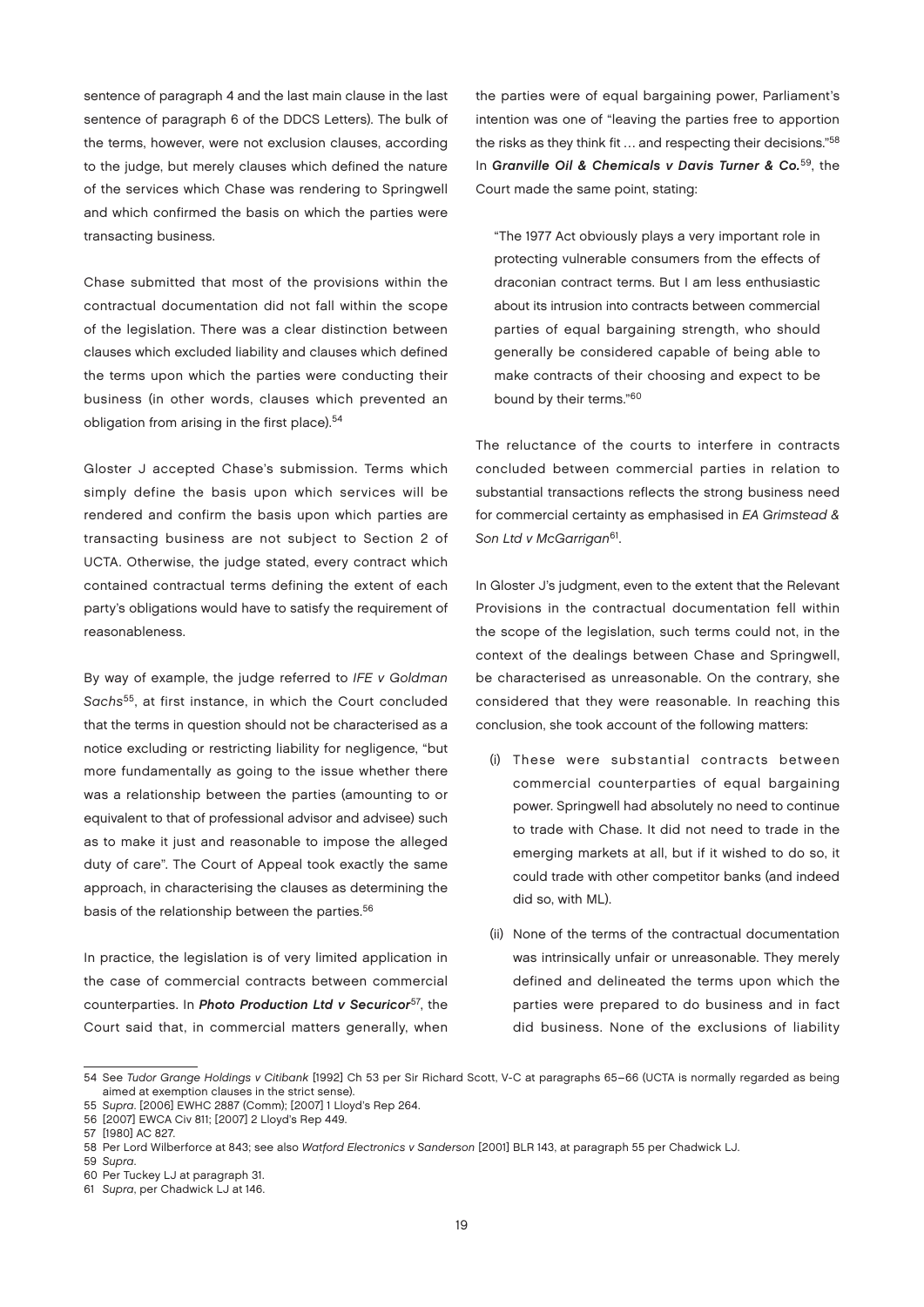sentence of paragraph 4 and the last main clause in the last sentence of paragraph 6 of the DDCS Letters). The bulk of the terms, however, were not exclusion clauses, according to the judge, but merely clauses which defined the nature of the services which Chase was rendering to Springwell and which confirmed the basis on which the parties were transacting business.

Chase submitted that most of the provisions within the contractual documentation did not fall within the scope of the legislation. There was a clear distinction between clauses which excluded liability and clauses which defined the terms upon which the parties were conducting their business (in other words, clauses which prevented an obligation from arising in the first place).[54]

Gloster J accepted Chase's submission. Terms which simply define the basis upon which services will be rendered and confirm the basis upon which parties are transacting business are not subject to Section 2 of UCTA. Otherwise, the judge stated, every contract which contained contractual terms defining the extent of each party's obligations would have to satisfy the requirement of reasonableness.

By way of example, the judge referred to *IFE v Goldman Sachs*[55], at first instance, in which the Court concluded that the terms in question should not be characterised as a notice excluding or restricting liability for negligence, "but more fundamentally as going to the issue whether there was a relationship between the parties (amounting to or equivalent to that of professional advisor and advisee) such as to make it just and reasonable to impose the alleged duty of care". The Court of Appeal took exactly the same approach, in characterising the clauses as determining the basis of the relationship between the parties.[56]

In practice, the legislation is of very limited application in the case of commercial contracts between commercial counterparties. In ***Photo Production Ltd v Securicor***[57], the Court said that, in commercial matters generally, when the parties were of equal bargaining power, Parliament's intention was one of "leaving the parties free to apportion the risks as they think fit … and respecting their decisions."[58] In ***Granville Oil & Chemicals v Davis Turner & Co.***[59], the Court made the same point, stating:

> "The 1977 Act obviously plays a very important role in protecting vulnerable consumers from the effects of draconian contract terms. But I am less enthusiastic about its intrusion into contracts between commercial parties of equal bargaining strength, who should generally be considered capable of being able to make contracts of their choosing and expect to be bound by their terms."[60]

The reluctance of the courts to interfere in contracts concluded between commercial parties in relation to substantial transactions reflects the strong business need for commercial certainty as emphasised in *EA Grimstead & Son Ltd v McGarrigan*[61].

In Gloster J's judgment, even to the extent that the Relevant Provisions in the contractual documentation fell within the scope of the legislation, such terms could not, in the context of the dealings between Chase and Springwell, be characterised as unreasonable. On the contrary, she considered that they were reasonable. In reaching this conclusion, she took account of the following matters:

(i) These were substantial contracts between commercial counterparties of equal bargaining power. Springwell had absolutely no need to continue to trade with Chase. It did not need to trade in the emerging markets at all, but if it wished to do so, it could trade with other competitor banks (and indeed did so, with ML).

(ii) None of the terms of the contractual documentation was intrinsically unfair or unreasonable. They merely defined and delineated the terms upon which the parties were prepared to do business and in fact did business. None of the exclusions of liability

---

54 See *Tudor Grange Holdings v Citibank* [1992] Ch 53 per Sir Richard Scott, V-C at paragraphs 65–66 (UCTA is normally regarded as being aimed at exemption clauses in the strict sense).

55 *Supra*. [2006] EWHC 2887 (Comm); [2007] 1 Lloyd's Rep 264.

56 [2007] EWCA Civ 811; [2007] 2 Lloyd's Rep 449.

57 [1980] AC 827.

58 Per Lord Wilberforce at 843; see also *Watford Electronics v Sanderson* [2001] BLR 143, at paragraph 55 per Chadwick LJ.

59 *Supra*.

60 Per Tuckey LJ at paragraph 31.

61 *Supra*, per Chadwick LJ at 146.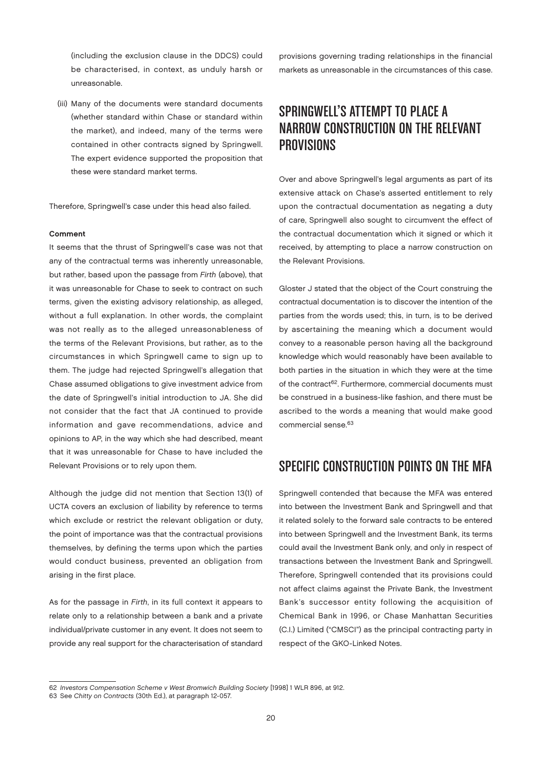(including the exclusion clause in the DDCS) could be characterised, in context, as unduly harsh or unreasonable.

(iii) Many of the documents were standard documents (whether standard within Chase or standard within the market), and indeed, many of the terms were contained in other contracts signed by Springwell. The expert evidence supported the proposition that these were standard market terms.

Therefore, Springwell's case under this head also failed.

**Comment**

It seems that the thrust of Springwell's case was not that any of the contractual terms was inherently unreasonable, but rather, based upon the passage from *Firth* (above), that it was unreasonable for Chase to seek to contract on such terms, given the existing advisory relationship, as alleged, without a full explanation. In other words, the complaint was not really as to the alleged unreasonableness of the terms of the Relevant Provisions, but rather, as to the circumstances in which Springwell came to sign up to them. The judge had rejected Springwell's allegation that Chase assumed obligations to give investment advice from the date of Springwell's initial introduction to JA. She did not consider that the fact that JA continued to provide information and gave recommendations, advice and opinions to AP, in the way which she had described, meant that it was unreasonable for Chase to have included the Relevant Provisions or to rely upon them.

Although the judge did not mention that Section 13(1) of UCTA covers an exclusion of liability by reference to terms which exclude or restrict the relevant obligation or duty, the point of importance was that the contractual provisions themselves, by defining the terms upon which the parties would conduct business, prevented an obligation from arising in the first place.

As for the passage in *Firth*, in its full context it appears to relate only to a relationship between a bank and a private individual/private customer in any event. It does not seem to provide any real support for the characterisation of standard provisions governing trading relationships in the financial markets as unreasonable in the circumstances of this case.

## SPRINGWELL'S ATTEMPT TO PLACE A NARROW CONSTRUCTION ON THE RELEVANT PROVISIONS

Over and above Springwell's legal arguments as part of its extensive attack on Chase's asserted entitlement to rely upon the contractual documentation as negating a duty of care, Springwell also sought to circumvent the effect of the contractual documentation which it signed or which it received, by attempting to place a narrow construction on the Relevant Provisions.

Gloster J stated that the object of the Court construing the contractual documentation is to discover the intention of the parties from the words used; this, in turn, is to be derived by ascertaining the meaning which a document would convey to a reasonable person having all the background knowledge which would reasonably have been available to both parties in the situation in which they were at the time of the contract[62]. Furthermore, commercial documents must be construed in a business-like fashion, and there must be ascribed to the words a meaning that would make good commercial sense.[63]

## SPECIFIC CONSTRUCTION POINTS ON THE MFA

Springwell contended that because the MFA was entered into between the Investment Bank and Springwell and that it related solely to the forward sale contracts to be entered into between Springwell and the Investment Bank, its terms could avail the Investment Bank only, and only in respect of transactions between the Investment Bank and Springwell. Therefore, Springwell contended that its provisions could not affect claims against the Private Bank, the Investment Bank's successor entity following the acquisition of Chemical Bank in 1996, or Chase Manhattan Securities (C.I.) Limited ("CMSCI") as the principal contracting party in respect of the GKO-Linked Notes.

62 *Investors Compensation Scheme v West Bromwich Building Society* [1998] 1 WLR 896, at 912.

63 See *Chitty on Contracts* (30th Ed.), at paragraph 12-057.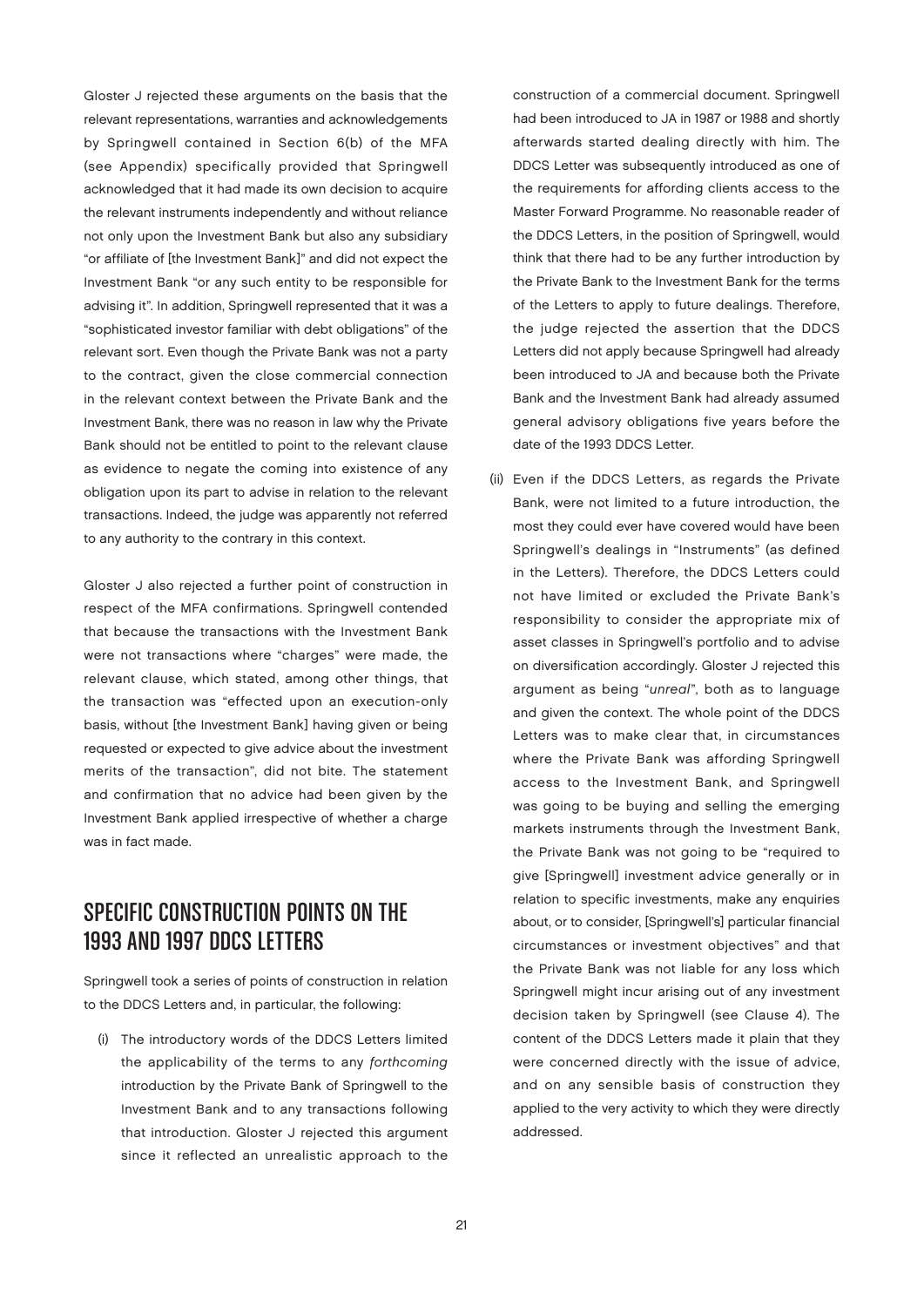Gloster J rejected these arguments on the basis that the relevant representations, warranties and acknowledgements by Springwell contained in Section 6(b) of the MFA (see Appendix) specifically provided that Springwell acknowledged that it had made its own decision to acquire the relevant instruments independently and without reliance not only upon the Investment Bank but also any subsidiary "or affiliate of [the Investment Bank]" and did not expect the Investment Bank "or any such entity to be responsible for advising it". In addition, Springwell represented that it was a "sophisticated investor familiar with debt obligations" of the relevant sort. Even though the Private Bank was not a party to the contract, given the close commercial connection in the relevant context between the Private Bank and the Investment Bank, there was no reason in law why the Private Bank should not be entitled to point to the relevant clause as evidence to negate the coming into existence of any obligation upon its part to advise in relation to the relevant transactions. Indeed, the judge was apparently not referred to any authority to the contrary in this context.

Gloster J also rejected a further point of construction in respect of the MFA confirmations. Springwell contended that because the transactions with the Investment Bank were not transactions where "charges" were made, the relevant clause, which stated, among other things, that the transaction was "effected upon an execution-only basis, without [the Investment Bank] having given or being requested or expected to give advice about the investment merits of the transaction", did not bite. The statement and confirmation that no advice had been given by the Investment Bank applied irrespective of whether a charge was in fact made.

## SPECIFIC CONSTRUCTION POINTS ON THE 1993 AND 1997 DDCS LETTERS

Springwell took a series of points of construction in relation to the DDCS Letters and, in particular, the following:

(i) The introductory words of the DDCS Letters limited the applicability of the terms to any *forthcoming* introduction by the Private Bank of Springwell to the Investment Bank and to any transactions following that introduction. Gloster J rejected this argument since it reflected an unrealistic approach to the construction of a commercial document. Springwell had been introduced to JA in 1987 or 1988 and shortly afterwards started dealing directly with him. The DDCS Letter was subsequently introduced as one of the requirements for affording clients access to the Master Forward Programme. No reasonable reader of the DDCS Letters, in the position of Springwell, would think that there had to be any further introduction by the Private Bank to the Investment Bank for the terms of the Letters to apply to future dealings. Therefore, the judge rejected the assertion that the DDCS Letters did not apply because Springwell had already been introduced to JA and because both the Private Bank and the Investment Bank had already assumed general advisory obligations five years before the date of the 1993 DDCS Letter.

(ii) Even if the DDCS Letters, as regards the Private Bank, were not limited to a future introduction, the most they could ever have covered would have been Springwell's dealings in "Instruments" (as defined in the Letters). Therefore, the DDCS Letters could not have limited or excluded the Private Bank's responsibility to consider the appropriate mix of asset classes in Springwell's portfolio and to advise on diversification accordingly. Gloster J rejected this argument as being "*unreal*", both as to language and given the context. The whole point of the DDCS Letters was to make clear that, in circumstances where the Private Bank was affording Springwell access to the Investment Bank, and Springwell was going to be buying and selling the emerging markets instruments through the Investment Bank, the Private Bank was not going to be "required to give [Springwell] investment advice generally or in relation to specific investments, make any enquiries about, or to consider, [Springwell's] particular financial circumstances or investment objectives" and that the Private Bank was not liable for any loss which Springwell might incur arising out of any investment decision taken by Springwell (see Clause 4). The content of the DDCS Letters made it plain that they were concerned directly with the issue of advice, and on any sensible basis of construction they applied to the very activity to which they were directly addressed.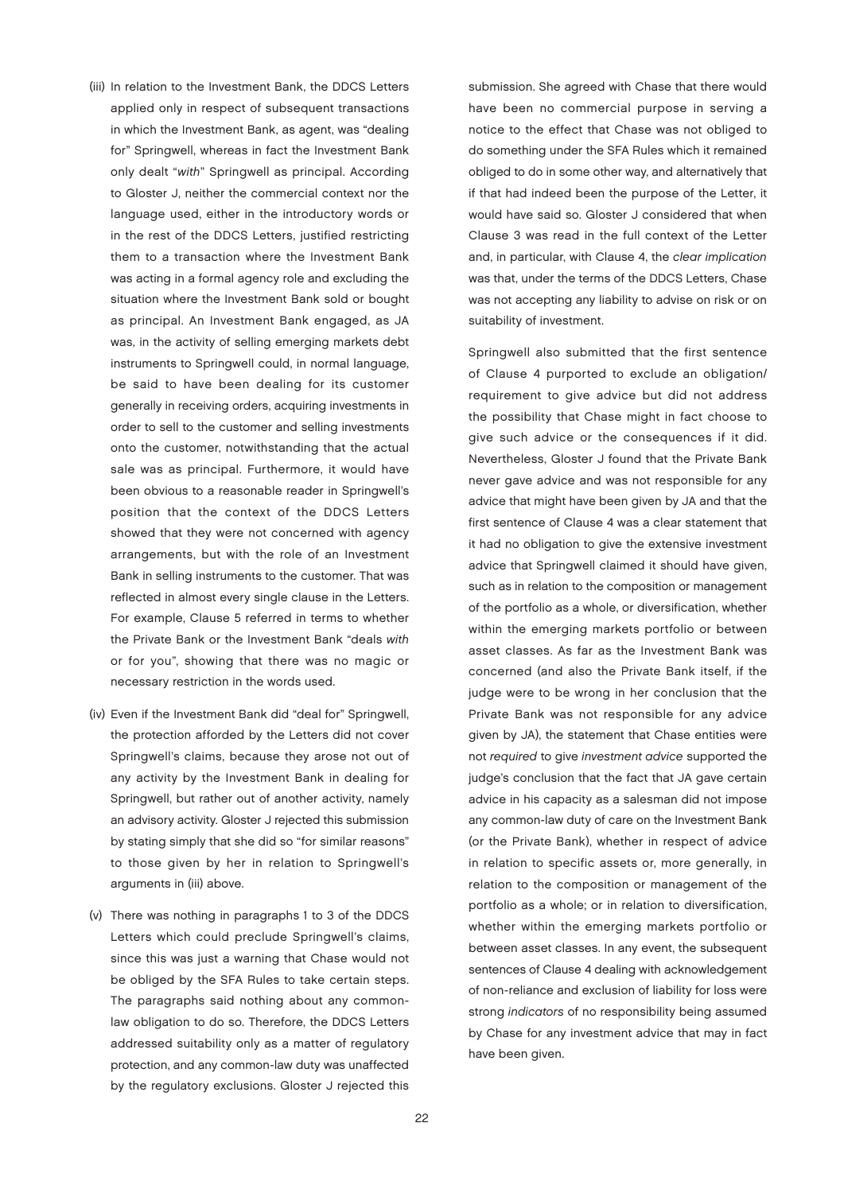(iii) In relation to the Investment Bank, the DDCS Letters applied only in respect of subsequent transactions in which the Investment Bank, as agent, was "dealing for" Springwell, whereas in fact the Investment Bank only dealt "*with*" Springwell as principal. According to Gloster J, neither the commercial context nor the language used, either in the introductory words or in the rest of the DDCS Letters, justified restricting them to a transaction where the Investment Bank was acting in a formal agency role and excluding the situation where the Investment Bank sold or bought as principal. An Investment Bank engaged, as JA was, in the activity of selling emerging markets debt instruments to Springwell could, in normal language, be said to have been dealing for its customer generally in receiving orders, acquiring investments in order to sell to the customer and selling investments onto the customer, notwithstanding that the actual sale was as principal. Furthermore, it would have been obvious to a reasonable reader in Springwell's position that the context of the DDCS Letters showed that they were not concerned with agency arrangements, but with the role of an Investment Bank in selling instruments to the customer. That was reflected in almost every single clause in the Letters. For example, Clause 5 referred in terms to whether the Private Bank or the Investment Bank "deals *with* or for you", showing that there was no magic or necessary restriction in the words used.

(iv) Even if the Investment Bank did "deal for" Springwell, the protection afforded by the Letters did not cover Springwell's claims, because they arose not out of any activity by the Investment Bank in dealing for Springwell, but rather out of another activity, namely an advisory activity. Gloster J rejected this submission by stating simply that she did so "for similar reasons" to those given by her in relation to Springwell's arguments in (iii) above.

(v) There was nothing in paragraphs 1 to 3 of the DDCS Letters which could preclude Springwell's claims, since this was just a warning that Chase would not be obliged by the SFA Rules to take certain steps. The paragraphs said nothing about any common-law obligation to do so. Therefore, the DDCS Letters addressed suitability only as a matter of regulatory protection, and any common-law duty was unaffected by the regulatory exclusions. Gloster J rejected this submission. She agreed with Chase that there would have been no commercial purpose in serving a notice to the effect that Chase was not obliged to do something under the SFA Rules which it remained obliged to do in some other way, and alternatively that if that had indeed been the purpose of the Letter, it would have said so. Gloster J considered that when Clause 3 was read in the full context of the Letter and, in particular, with Clause 4, the *clear implication* was that, under the terms of the DDCS Letters, Chase was not accepting any liability to advise on risk or on suitability of investment.

Springwell also submitted that the first sentence of Clause 4 purported to exclude an obligation/ requirement to give advice but did not address the possibility that Chase might in fact choose to give such advice or the consequences if it did. Nevertheless, Gloster J found that the Private Bank never gave advice and was not responsible for any advice that might have been given by JA and that the first sentence of Clause 4 was a clear statement that it had no obligation to give the extensive investment advice that Springwell claimed it should have given, such as in relation to the composition or management of the portfolio as a whole, or diversification, whether within the emerging markets portfolio or between asset classes. As far as the Investment Bank was concerned (and also the Private Bank itself, if the judge were to be wrong in her conclusion that the Private Bank was not responsible for any advice given by JA), the statement that Chase entities were not *required* to give *investment advice* supported the judge's conclusion that the fact that JA gave certain advice in his capacity as a salesman did not impose any common-law duty of care on the Investment Bank (or the Private Bank), whether in respect of advice in relation to specific assets or, more generally, in relation to the composition or management of the portfolio as a whole; or in relation to diversification, whether within the emerging markets portfolio or between asset classes. In any event, the subsequent sentences of Clause 4 dealing with acknowledgement of non-reliance and exclusion of liability for loss were strong *indicators* of no responsibility being assumed by Chase for any investment advice that may in fact have been given.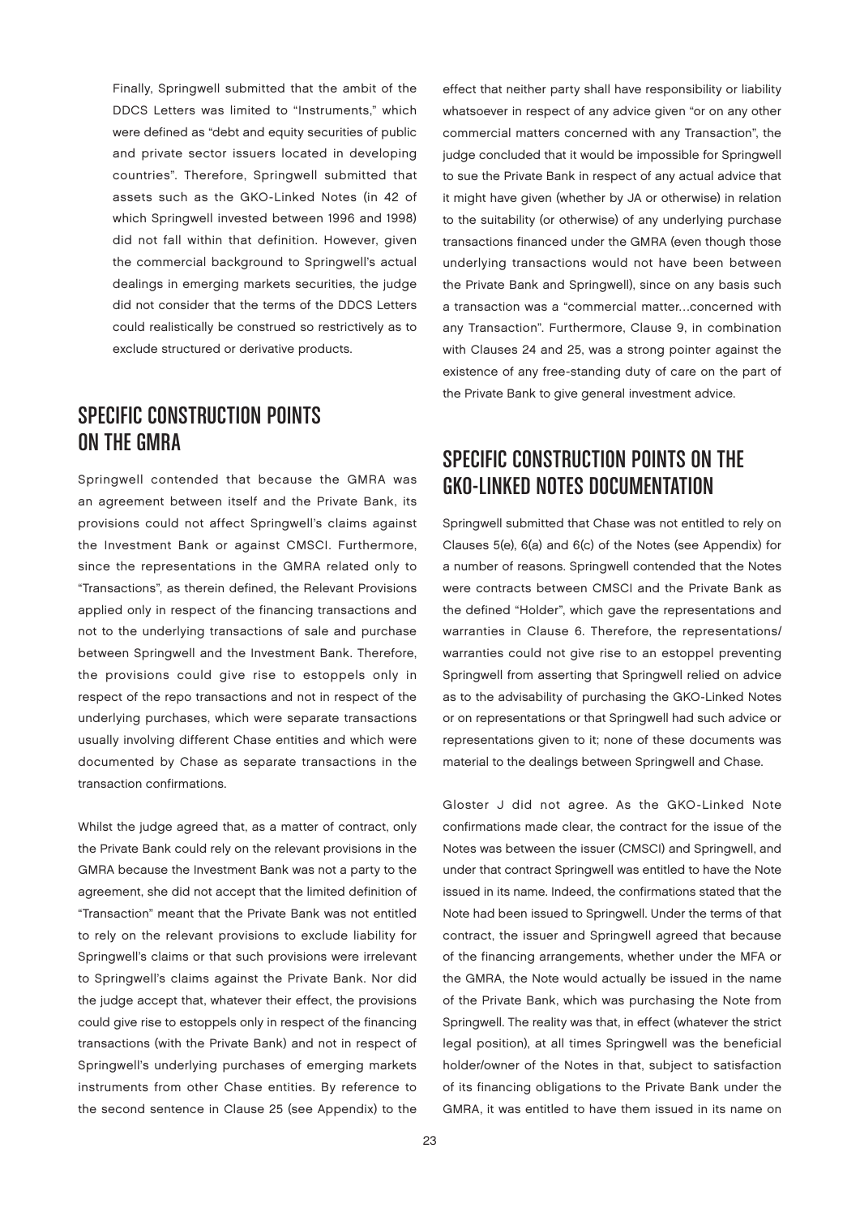Finally, Springwell submitted that the ambit of the DDCS Letters was limited to "Instruments," which were defined as "debt and equity securities of public and private sector issuers located in developing countries". Therefore, Springwell submitted that assets such as the GKO-Linked Notes (in 42 of which Springwell invested between 1996 and 1998) did not fall within that definition. However, given the commercial background to Springwell's actual dealings in emerging markets securities, the judge did not consider that the terms of the DDCS Letters could realistically be construed so restrictively as to exclude structured or derivative products.

## SPECIFIC CONSTRUCTION POINTS ON THE GMRA

Springwell contended that because the GMRA was an agreement between itself and the Private Bank, its provisions could not affect Springwell's claims against the Investment Bank or against CMSCI. Furthermore, since the representations in the GMRA related only to "Transactions", as therein defined, the Relevant Provisions applied only in respect of the financing transactions and not to the underlying transactions of sale and purchase between Springwell and the Investment Bank. Therefore, the provisions could give rise to estoppels only in respect of the repo transactions and not in respect of the underlying purchases, which were separate transactions usually involving different Chase entities and which were documented by Chase as separate transactions in the transaction confirmations.

Whilst the judge agreed that, as a matter of contract, only the Private Bank could rely on the relevant provisions in the GMRA because the Investment Bank was not a party to the agreement, she did not accept that the limited definition of "Transaction" meant that the Private Bank was not entitled to rely on the relevant provisions to exclude liability for Springwell's claims or that such provisions were irrelevant to Springwell's claims against the Private Bank. Nor did the judge accept that, whatever their effect, the provisions could give rise to estoppels only in respect of the financing transactions (with the Private Bank) and not in respect of Springwell's underlying purchases of emerging markets instruments from other Chase entities. By reference to the second sentence in Clause 25 (see Appendix) to the effect that neither party shall have responsibility or liability whatsoever in respect of any advice given "or on any other commercial matters concerned with any Transaction", the judge concluded that it would be impossible for Springwell to sue the Private Bank in respect of any actual advice that it might have given (whether by JA or otherwise) in relation to the suitability (or otherwise) of any underlying purchase transactions financed under the GMRA (even though those underlying transactions would not have been between the Private Bank and Springwell), since on any basis such a transaction was a "commercial matter…concerned with any Transaction". Furthermore, Clause 9, in combination with Clauses 24 and 25, was a strong pointer against the existence of any free-standing duty of care on the part of the Private Bank to give general investment advice.

## SPECIFIC CONSTRUCTION POINTS ON THE GKO-LINKED NOTES DOCUMENTATION

Springwell submitted that Chase was not entitled to rely on Clauses 5(e), 6(a) and 6(c) of the Notes (see Appendix) for a number of reasons. Springwell contended that the Notes were contracts between CMSCI and the Private Bank as the defined "Holder", which gave the representations and warranties in Clause 6. Therefore, the representations/warranties could not give rise to an estoppel preventing Springwell from asserting that Springwell relied on advice as to the advisability of purchasing the GKO-Linked Notes or on representations or that Springwell had such advice or representations given to it; none of these documents was material to the dealings between Springwell and Chase.

Gloster J did not agree. As the GKO-Linked Note confirmations made clear, the contract for the issue of the Notes was between the issuer (CMSCI) and Springwell, and under that contract Springwell was entitled to have the Note issued in its name. Indeed, the confirmations stated that the Note had been issued to Springwell. Under the terms of that contract, the issuer and Springwell agreed that because of the financing arrangements, whether under the MFA or the GMRA, the Note would actually be issued in the name of the Private Bank, which was purchasing the Note from Springwell. The reality was that, in effect (whatever the strict legal position), at all times Springwell was the beneficial holder/owner of the Notes in that, subject to satisfaction of its financing obligations to the Private Bank under the GMRA, it was entitled to have them issued in its name on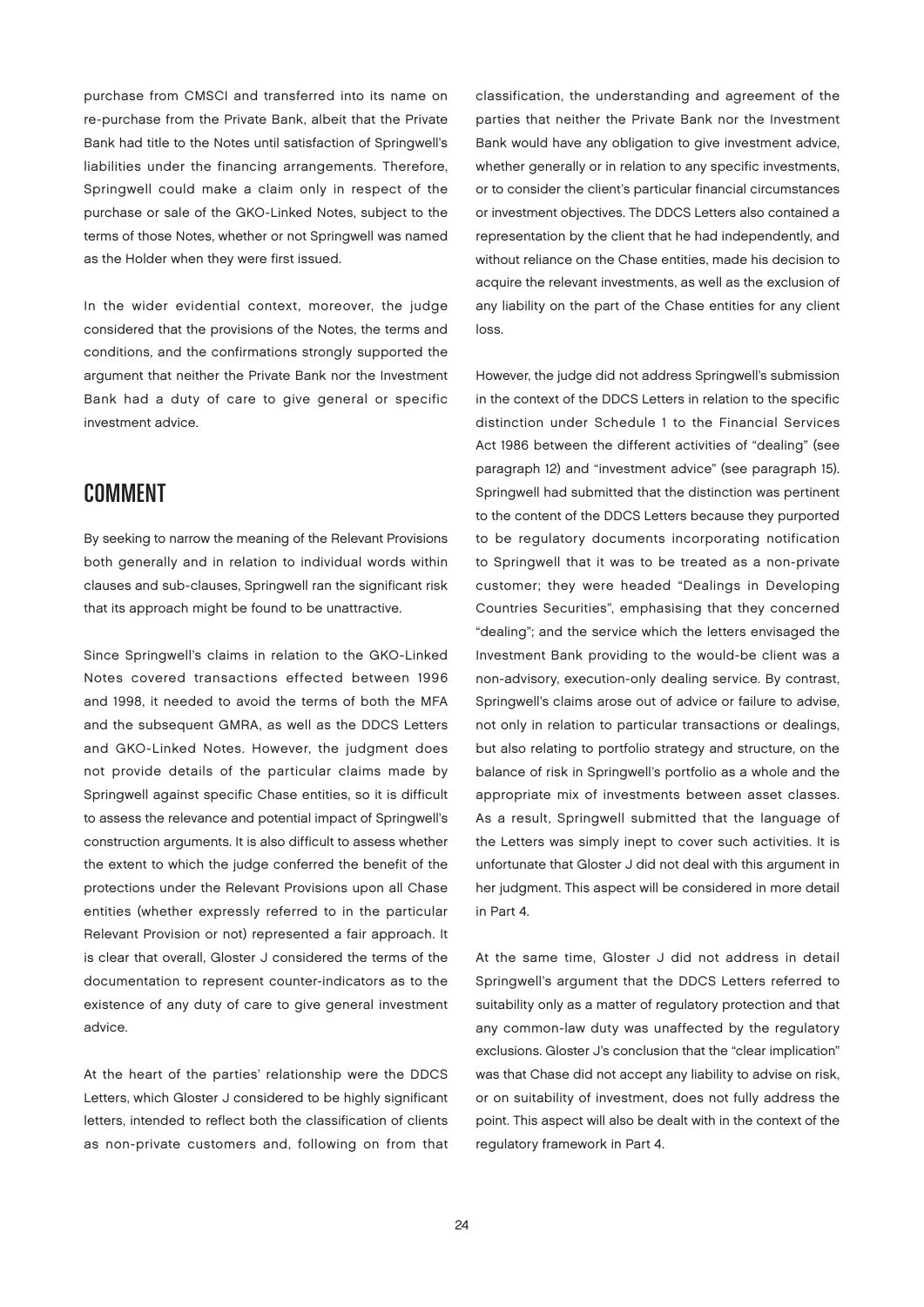purchase from CMSCI and transferred into its name on re-purchase from the Private Bank, albeit that the Private Bank had title to the Notes until satisfaction of Springwell's liabilities under the financing arrangements. Therefore, Springwell could make a claim only in respect of the purchase or sale of the GKO-Linked Notes, subject to the terms of those Notes, whether or not Springwell was named as the Holder when they were first issued.

In the wider evidential context, moreover, the judge considered that the provisions of the Notes, the terms and conditions, and the confirmations strongly supported the argument that neither the Private Bank nor the Investment Bank had a duty of care to give general or specific investment advice.

## COMMENT

By seeking to narrow the meaning of the Relevant Provisions both generally and in relation to individual words within clauses and sub-clauses, Springwell ran the significant risk that its approach might be found to be unattractive.

Since Springwell's claims in relation to the GKO-Linked Notes covered transactions effected between 1996 and 1998, it needed to avoid the terms of both the MFA and the subsequent GMRA, as well as the DDCS Letters and GKO-Linked Notes. However, the judgment does not provide details of the particular claims made by Springwell against specific Chase entities, so it is difficult to assess the relevance and potential impact of Springwell's construction arguments. It is also difficult to assess whether the extent to which the judge conferred the benefit of the protections under the Relevant Provisions upon all Chase entities (whether expressly referred to in the particular Relevant Provision or not) represented a fair approach. It is clear that overall, Gloster J considered the terms of the documentation to represent counter-indicators as to the existence of any duty of care to give general investment advice.

At the heart of the parties' relationship were the DDCS Letters, which Gloster J considered to be highly significant letters, intended to reflect both the classification of clients as non-private customers and, following on from that classification, the understanding and agreement of the parties that neither the Private Bank nor the Investment Bank would have any obligation to give investment advice, whether generally or in relation to any specific investments, or to consider the client's particular financial circumstances or investment objectives. The DDCS Letters also contained a representation by the client that he had independently, and without reliance on the Chase entities, made his decision to acquire the relevant investments, as well as the exclusion of any liability on the part of the Chase entities for any client loss.

However, the judge did not address Springwell's submission in the context of the DDCS Letters in relation to the specific distinction under Schedule 1 to the Financial Services Act 1986 between the different activities of "dealing" (see paragraph 12) and "investment advice" (see paragraph 15). Springwell had submitted that the distinction was pertinent to the content of the DDCS Letters because they purported to be regulatory documents incorporating notification to Springwell that it was to be treated as a non-private customer; they were headed "Dealings in Developing Countries Securities", emphasising that they concerned "dealing"; and the service which the letters envisaged the Investment Bank providing to the would-be client was a non-advisory, execution-only dealing service. By contrast, Springwell's claims arose out of advice or failure to advise, not only in relation to particular transactions or dealings, but also relating to portfolio strategy and structure, on the balance of risk in Springwell's portfolio as a whole and the appropriate mix of investments between asset classes. As a result, Springwell submitted that the language of the Letters was simply inept to cover such activities. It is unfortunate that Gloster J did not deal with this argument in her judgment. This aspect will be considered in more detail in Part 4.

At the same time, Gloster J did not address in detail Springwell's argument that the DDCS Letters referred to suitability only as a matter of regulatory protection and that any common-law duty was unaffected by the regulatory exclusions. Gloster J's conclusion that the "clear implication" was that Chase did not accept any liability to advise on risk, or on suitability of investment, does not fully address the point. This aspect will also be dealt with in the context of the regulatory framework in Part 4.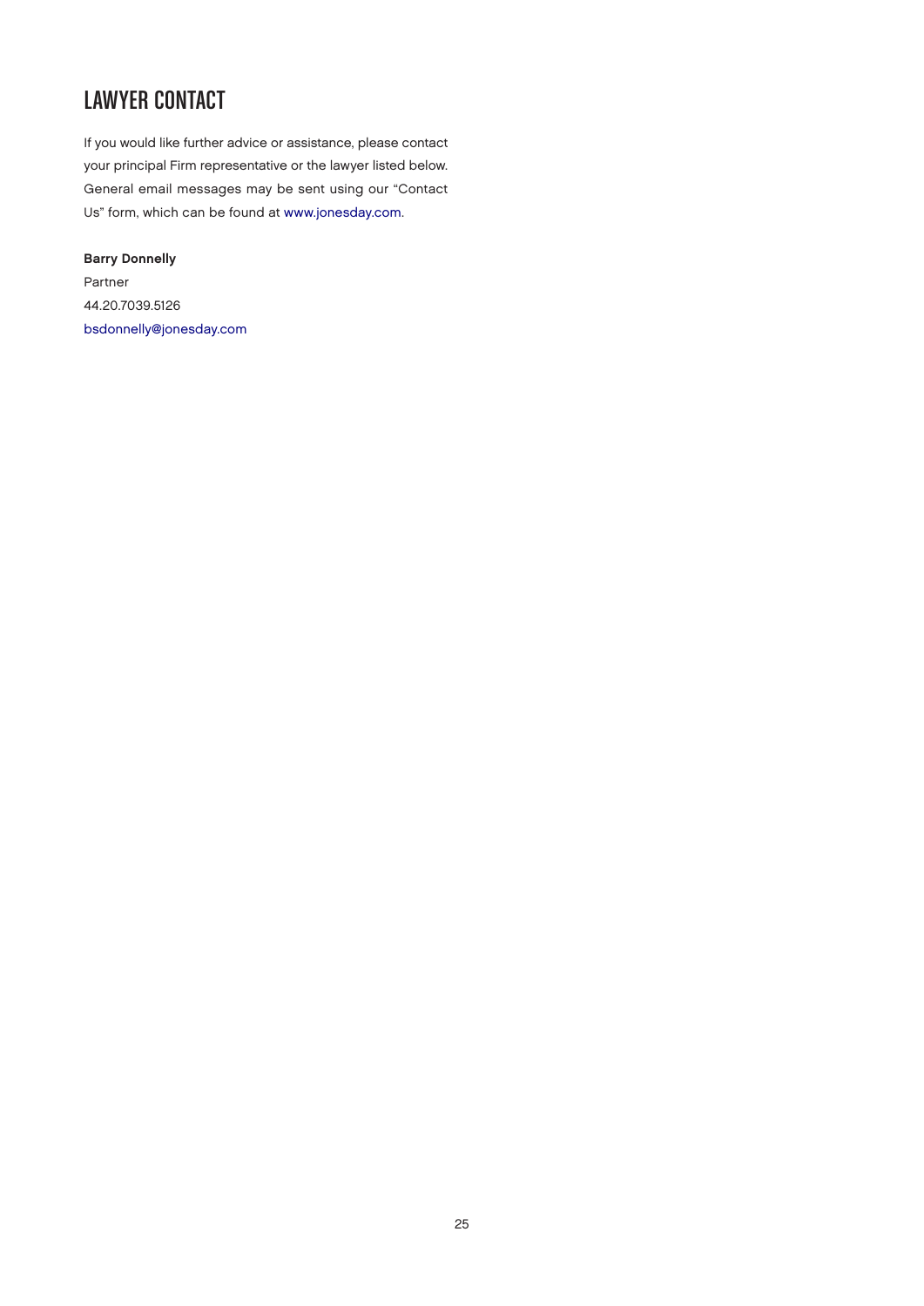## LAWYER CONTACT

If you would like further advice or assistance, please contact your principal Firm representative or the lawyer listed below. General email messages may be sent using our "Contact Us" form, which can be found at www.jonesday.com.

**Barry Donnelly**
Partner
44.20.7039.5126
bsdonnelly@jonesday.com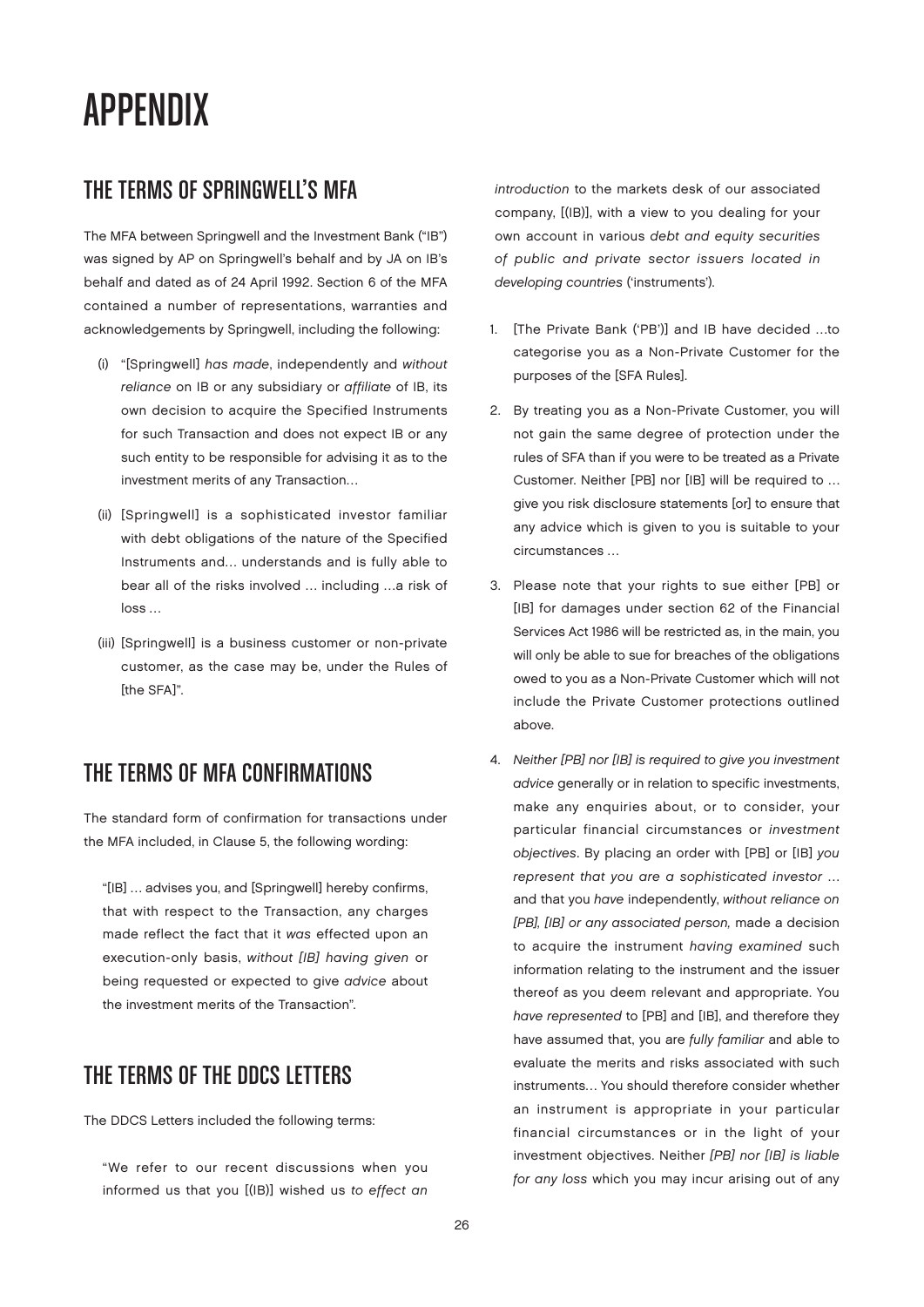# APPENDIX

## THE TERMS OF SPRINGWELL'S MFA

The MFA between Springwell and the Investment Bank ("IB") was signed by AP on Springwell's behalf and by JA on IB's behalf and dated as of 24 April 1992. Section 6 of the MFA contained a number of representations, warranties and acknowledgements by Springwell, including the following:

> (i) "[Springwell] *has made*, independently and *without reliance* on IB or any subsidiary or *affiliate* of IB, its own decision to acquire the Specified Instruments for such Transaction and does not expect IB or any such entity to be responsible for advising it as to the investment merits of any Transaction…
>
> (ii) [Springwell] is a sophisticated investor familiar with debt obligations of the nature of the Specified Instruments and… understands and is fully able to bear all of the risks involved … including …a risk of loss …
>
> (iii) [Springwell] is a business customer or non-private customer, as the case may be, under the Rules of [the SFA]".

## THE TERMS OF MFA CONFIRMATIONS

The standard form of confirmation for transactions under the MFA included, in Clause 5, the following wording:

> "[IB] … advises you, and [Springwell] hereby confirms, that with respect to the Transaction, any charges made reflect the fact that it *was* effected upon an execution-only basis, *without [IB] having given* or being requested or expected to give *advice* about the investment merits of the Transaction".

## THE TERMS OF THE DDCS LETTERS

The DDCS Letters included the following terms:

> "We refer to our recent discussions when you informed us that you [(IB)] wished us *to effect an introduction* to the markets desk of our associated company, [(IB)], with a view to you dealing for your own account in various *debt and equity securities of public and private sector issuers located in developing countries* ('instruments').
>
> 1. [The Private Bank ('PB')] and IB have decided …to categorise you as a Non-Private Customer for the purposes of the [SFA Rules].
> 2. By treating you as a Non-Private Customer, you will not gain the same degree of protection under the rules of SFA than if you were to be treated as a Private Customer. Neither [PB] nor [IB] will be required to … give you risk disclosure statements [or] to ensure that any advice which is given to you is suitable to your circumstances …
> 3. Please note that your rights to sue either [PB] or [IB] for damages under section 62 of the Financial Services Act 1986 will be restricted as, in the main, you will only be able to sue for breaches of the obligations owed to you as a Non-Private Customer which will not include the Private Customer protections outlined above.
> 4. *Neither [PB] nor [IB] is required to give you investment advice* generally or in relation to specific investments, make any enquiries about, or to consider, your particular financial circumstances or *investment objectives*. By placing an order with [PB] or [IB] *you represent that you are a sophisticated investor* … and that you *have* independently, *without reliance on [PB], [IB] or any associated person,* made a decision to acquire the instrument *having examined* such information relating to the instrument and the issuer thereof as you deem relevant and appropriate. You *have represented* to [PB] and [IB], and therefore they have assumed that, you are *fully familiar* and able to evaluate the merits and risks associated with such instruments… You should therefore consider whether an instrument is appropriate in your particular financial circumstances or in the light of your investment objectives. Neither *[PB] nor [IB] is liable for any loss* which you may incur arising out of any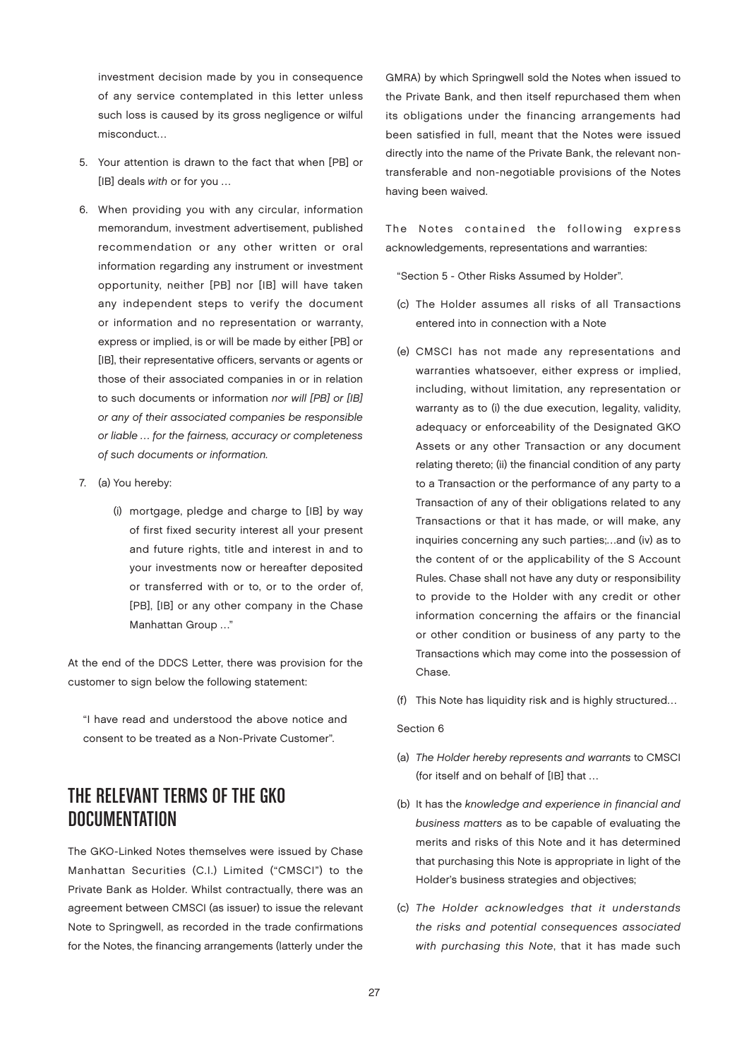investment decision made by you in consequence of any service contemplated in this letter unless such loss is caused by its gross negligence or wilful misconduct…

5. Your attention is drawn to the fact that when [PB] or [IB] deals *with* or for you …

6. When providing you with any circular, information memorandum, investment advertisement, published recommendation or any other written or oral information regarding any instrument or investment opportunity, neither [PB] nor [IB] will have taken any independent steps to verify the document or information and no representation or warranty, express or implied, is or will be made by either [PB] or [IB], their representative officers, servants or agents or those of their associated companies in or in relation to such documents or information *nor will [PB] or [IB] or any of their associated companies be responsible or liable … for the fairness, accuracy or completeness of such documents or information.*

7. (a) You hereby:

   (i) mortgage, pledge and charge to [IB] by way of first fixed security interest all your present and future rights, title and interest in and to your investments now or hereafter deposited or transferred with or to, or to the order of, [PB], [IB] or any other company in the Chase Manhattan Group …"

At the end of the DDCS Letter, there was provision for the customer to sign below the following statement:

"I have read and understood the above notice and consent to be treated as a Non-Private Customer".

## THE RELEVANT TERMS OF THE GKO DOCUMENTATION

The GKO-Linked Notes themselves were issued by Chase Manhattan Securities (C.I.) Limited ("CMSCI") to the Private Bank as Holder. Whilst contractually, there was an agreement between CMSCI (as issuer) to issue the relevant Note to Springwell, as recorded in the trade confirmations for the Notes, the financing arrangements (latterly under the GMRA) by which Springwell sold the Notes when issued to the Private Bank, and then itself repurchased them when its obligations under the financing arrangements had been satisfied in full, meant that the Notes were issued directly into the name of the Private Bank, the relevant non-transferable and non-negotiable provisions of the Notes having been waived.

The Notes contained the following express acknowledgements, representations and warranties:

"Section 5 - Other Risks Assumed by Holder".

(c) The Holder assumes all risks of all Transactions entered into in connection with a Note

(e) CMSCI has not made any representations and warranties whatsoever, either express or implied, including, without limitation, any representation or warranty as to (i) the due execution, legality, validity, adequacy or enforceability of the Designated GKO Assets or any other Transaction or any document relating thereto; (ii) the financial condition of any party to a Transaction or the performance of any party to a Transaction of any of their obligations related to any Transactions or that it has made, or will make, any inquiries concerning any such parties;…and (iv) as to the content of or the applicability of the S Account Rules. Chase shall not have any duty or responsibility to provide to the Holder with any credit or other information concerning the affairs or the financial or other condition or business of any party to the Transactions which may come into the possession of Chase.

(f) This Note has liquidity risk and is highly structured…

Section 6

(a) *The Holder hereby represents and warrants* to CMSCI (for itself and on behalf of [IB] that …

(b) It has the *knowledge and experience in financial and business matters* as to be capable of evaluating the merits and risks of this Note and it has determined that purchasing this Note is appropriate in light of the Holder's business strategies and objectives;

(c) *The Holder acknowledges that it understands the risks and potential consequences associated with purchasing this Note*, that it has made such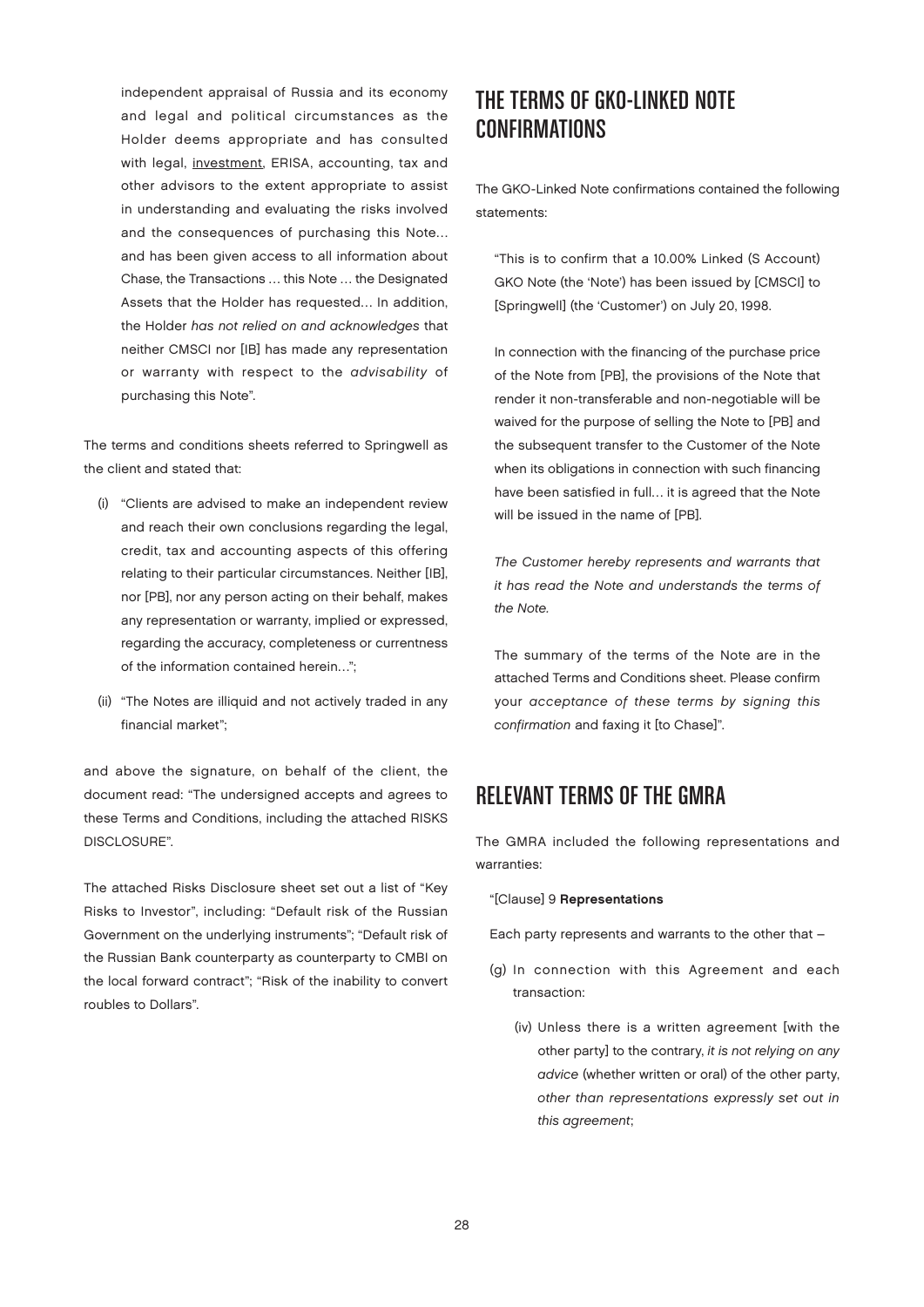independent appraisal of Russia and its economy and legal and political circumstances as the Holder deems appropriate and has consulted with legal, investment, ERISA, accounting, tax and other advisors to the extent appropriate to assist in understanding and evaluating the risks involved and the consequences of purchasing this Note… and has been given access to all information about Chase, the Transactions … this Note … the Designated Assets that the Holder has requested… In addition, the Holder *has not relied on and acknowledges* that neither CMSCI nor [IB] has made any representation or warranty with respect to the *advisability* of purchasing this Note".

The terms and conditions sheets referred to Springwell as the client and stated that:

(i) "Clients are advised to make an independent review and reach their own conclusions regarding the legal, credit, tax and accounting aspects of this offering relating to their particular circumstances. Neither [IB], nor [PB], nor any person acting on their behalf, makes any representation or warranty, implied or expressed, regarding the accuracy, completeness or currentness of the information contained herein…";

(ii) "The Notes are illiquid and not actively traded in any financial market";

and above the signature, on behalf of the client, the document read: "The undersigned accepts and agrees to these Terms and Conditions, including the attached RISKS DISCLOSURE".

The attached Risks Disclosure sheet set out a list of "Key Risks to Investor", including: "Default risk of the Russian Government on the underlying instruments"; "Default risk of the Russian Bank counterparty as counterparty to CMBI on the local forward contract"; "Risk of the inability to convert roubles to Dollars".

## THE TERMS OF GKO-LINKED NOTE CONFIRMATIONS

The GKO-Linked Note confirmations contained the following statements:

"This is to confirm that a 10.00% Linked (S Account) GKO Note (the 'Note') has been issued by [CMSCI] to [Springwell] (the 'Customer') on July 20, 1998.

In connection with the financing of the purchase price of the Note from [PB], the provisions of the Note that render it non-transferable and non-negotiable will be waived for the purpose of selling the Note to [PB] and the subsequent transfer to the Customer of the Note when its obligations in connection with such financing have been satisfied in full… it is agreed that the Note will be issued in the name of [PB].

*The Customer hereby represents and warrants that it has read the Note and understands the terms of the Note.*

The summary of the terms of the Note are in the attached Terms and Conditions sheet. Please confirm your *acceptance of these terms by signing this confirmation* and faxing it [to Chase]".

## RELEVANT TERMS OF THE GMRA

The GMRA included the following representations and warranties:

"[Clause] 9 **Representations**

Each party represents and warrants to the other that –

(g) In connection with this Agreement and each transaction:

(iv) Unless there is a written agreement [with the other party] to the contrary, *it is not relying on any advice* (whether written or oral) of the other party, *other than representations expressly set out in this agreement*;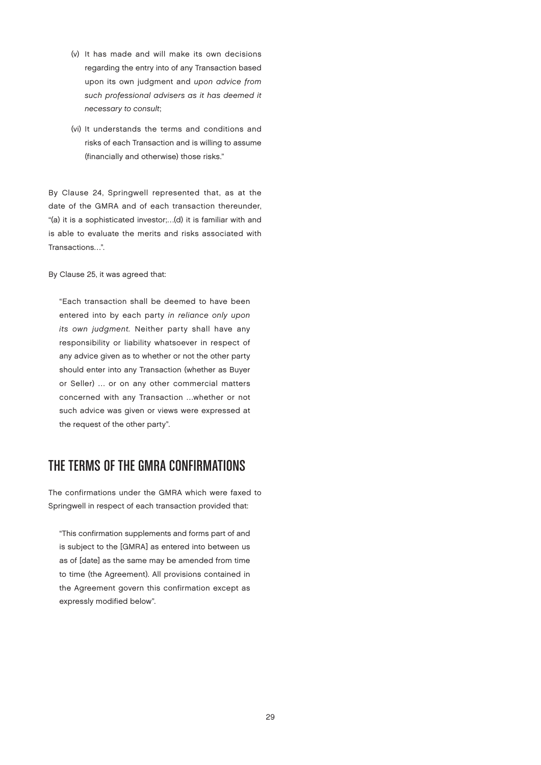> (v) It has made and will make its own decisions regarding the entry into of any Transaction based upon its own judgment and *upon advice from such professional advisers as it has deemed it necessary to consult*;
>
> (vi) It understands the terms and conditions and risks of each Transaction and is willing to assume (financially and otherwise) those risks."

By Clause 24, Springwell represented that, as at the date of the GMRA and of each transaction thereunder, "(a) it is a sophisticated investor;…(d) it is familiar with and is able to evaluate the merits and risks associated with Transactions…".

By Clause 25, it was agreed that:

> "Each transaction shall be deemed to have been entered into by each party *in reliance only upon its own judgment*. Neither party shall have any responsibility or liability whatsoever in respect of any advice given as to whether or not the other party should enter into any Transaction (whether as Buyer or Seller) … or on any other commercial matters concerned with any Transaction …whether or not such advice was given or views were expressed at the request of the other party".

## THE TERMS OF THE GMRA CONFIRMATIONS

The confirmations under the GMRA which were faxed to Springwell in respect of each transaction provided that:

> "This confirmation supplements and forms part of and is subject to the [GMRA] as entered into between us as of [date] as the same may be amended from time to time (the Agreement). All provisions contained in the Agreement govern this confirmation except as expressly modified below".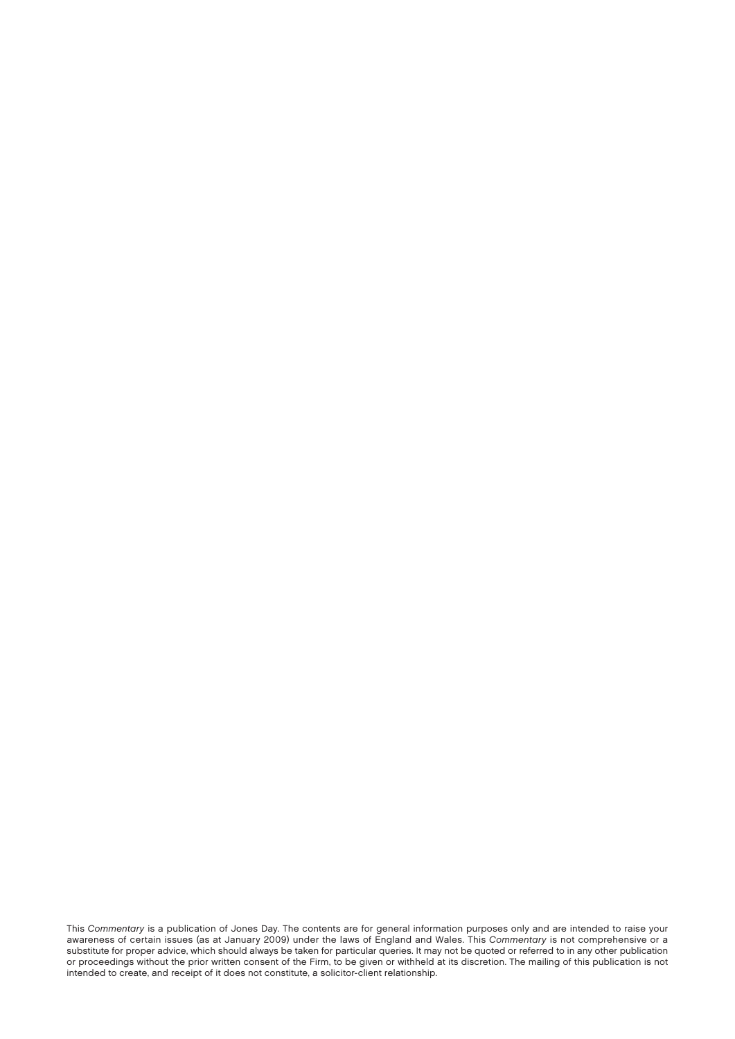This *Commentary* is a publication of Jones Day. The contents are for general information purposes only and are intended to raise your awareness of certain issues (as at January 2009) under the laws of England and Wales. This *Commentary* is not comprehensive or a substitute for proper advice, which should always be taken for particular queries. It may not be quoted or referred to in any other publication or proceedings without the prior written consent of the Firm, to be given or withheld at its discretion. The mailing of this publication is not intended to create, and receipt of it does not constitute, a solicitor-client relationship.